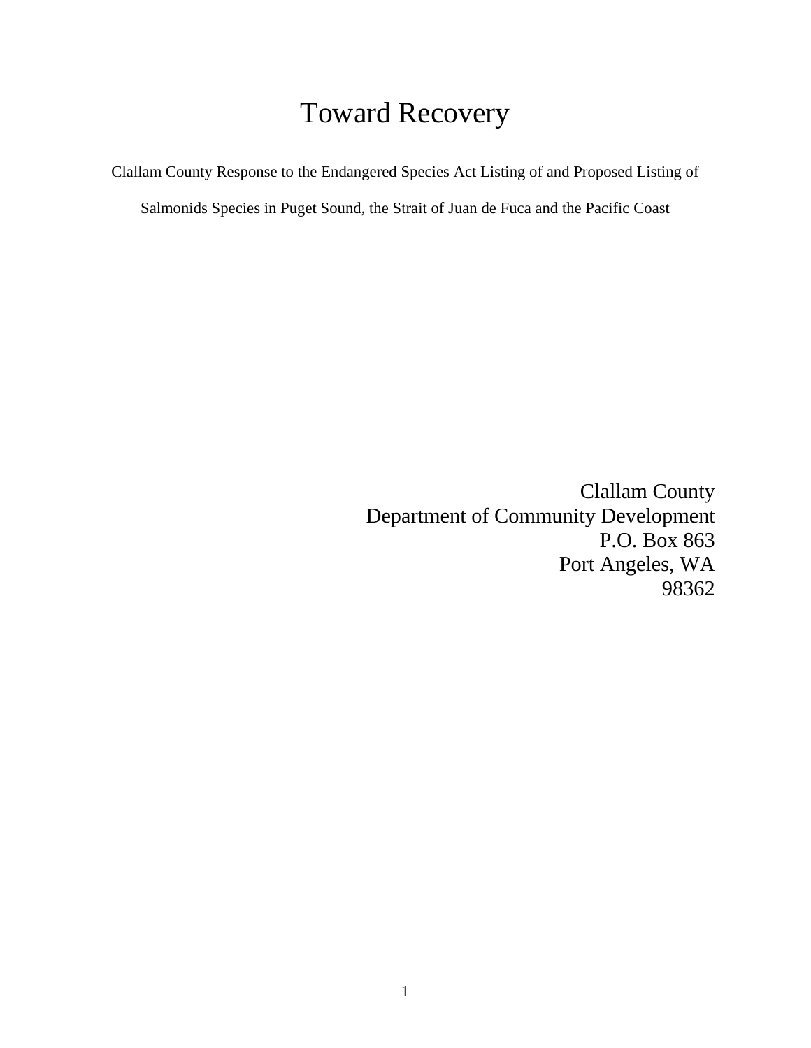# Toward Recovery

Clallam County Response to the Endangered Species Act Listing of and Proposed Listing of Salmonids Species in Puget Sound, the Strait of Juan de Fuca and the Pacific Coast

Clallam County  
Department of Community Development  
P.O. Box 863  
Port Angeles, WA  
98362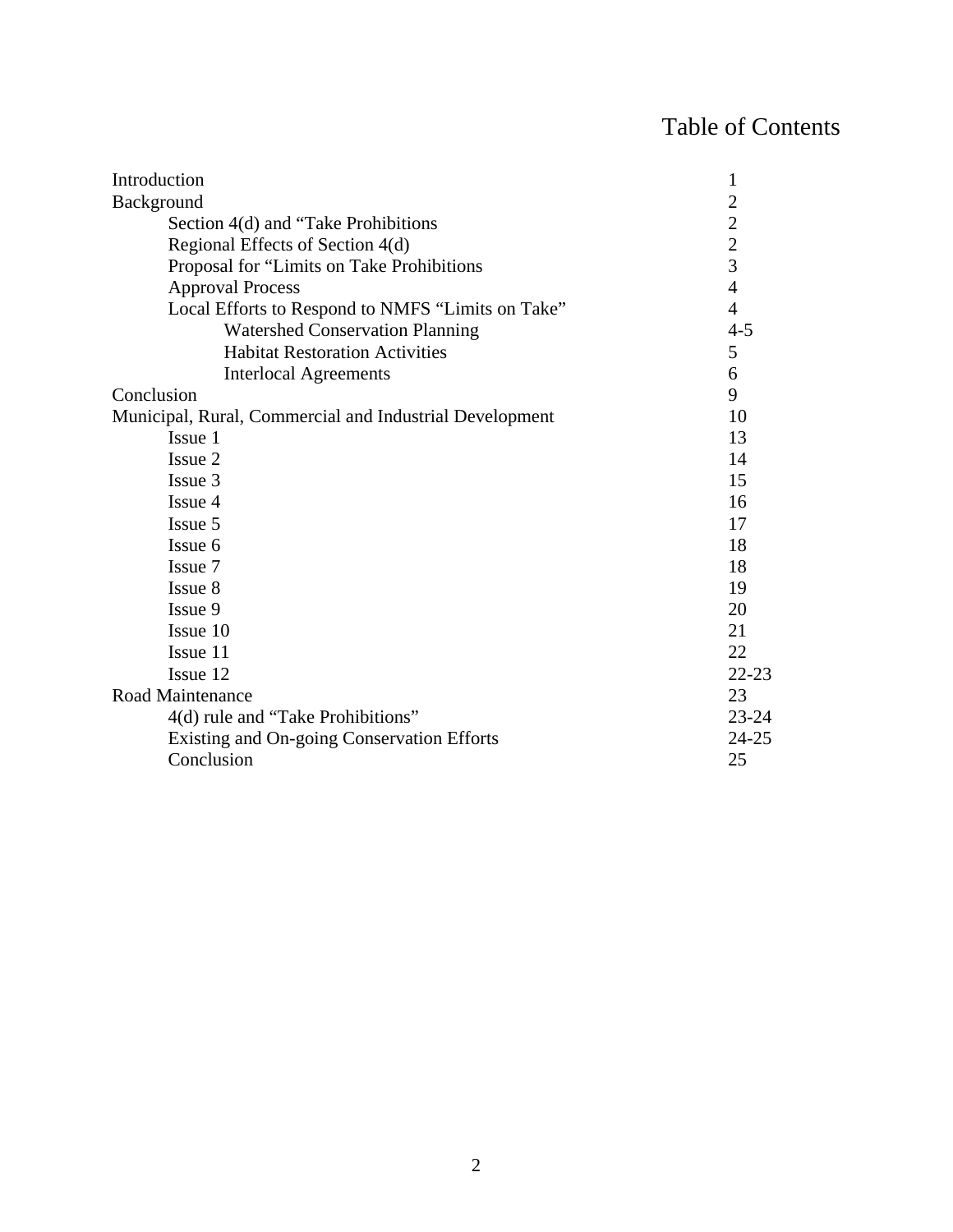# Table of Contents

| | |
|---|---|
| Introduction | 1 |
| Background | 2 |
| Section 4(d) and “Take Prohibitions | 2 |
| Regional Effects of Section 4(d) | 2 |
| Proposal for “Limits on Take Prohibitions | 3 |
| Approval Process | 4 |
| Local Efforts to Respond to NMFS “Limits on Take” | 4 |
| Watershed Conservation Planning | 4-5 |
| Habitat Restoration Activities | 5 |
| Interlocal Agreements | 6 |
| Conclusion | 9 |
| Municipal, Rural, Commercial and Industrial Development | 10 |
| Issue 1 | 13 |
| Issue 2 | 14 |
| Issue 3 | 15 |
| Issue 4 | 16 |
| Issue 5 | 17 |
| Issue 6 | 18 |
| Issue 7 | 18 |
| Issue 8 | 19 |
| Issue 9 | 20 |
| Issue 10 | 21 |
| Issue 11 | 22 |
| Issue 12 | 22-23 |
| Road Maintenance | 23 |
| 4(d) rule and “Take Prohibitions” | 23-24 |
| Existing and On-going Conservation Efforts | 24-25 |
| Conclusion | 25 |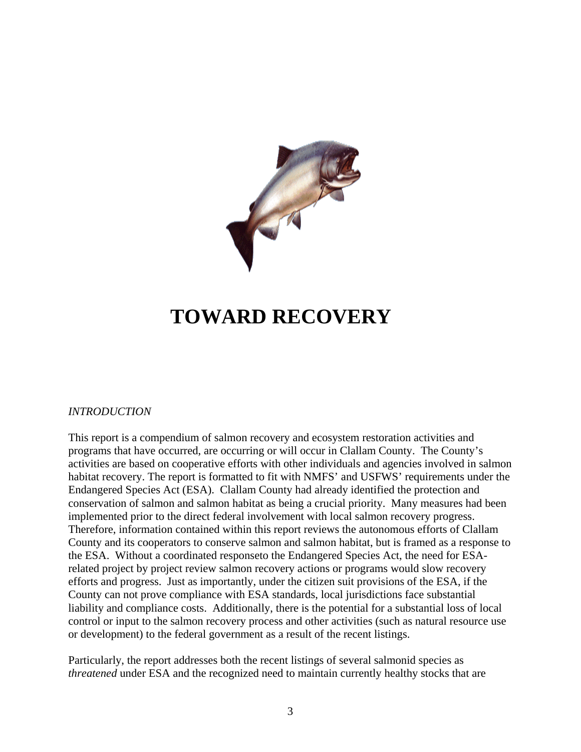# TOWARD RECOVERY

*INTRODUCTION*

This report is a compendium of salmon recovery and ecosystem restoration activities and programs that have occurred, are occurring or will occur in Clallam County. The County's activities are based on cooperative efforts with other individuals and agencies involved in salmon habitat recovery. The report is formatted to fit with NMFS' and USFWS' requirements under the Endangered Species Act (ESA). Clallam County had already identified the protection and conservation of salmon and salmon habitat as being a crucial priority. Many measures had been implemented prior to the direct federal involvement with local salmon recovery progress. Therefore, information contained within this report reviews the autonomous efforts of Clallam County and its cooperators to conserve salmon and salmon habitat, but is framed as a response to the ESA. Without a coordinated responseto the Endangered Species Act, the need for ESA-related project by project review salmon recovery actions or programs would slow recovery efforts and progress. Just as importantly, under the citizen suit provisions of the ESA, if the County can not prove compliance with ESA standards, local jurisdictions face substantial liability and compliance costs. Additionally, there is the potential for a substantial loss of local control or input to the salmon recovery process and other activities (such as natural resource use or development) to the federal government as a result of the recent listings.

Particularly, the report addresses both the recent listings of several salmonid species as *threatened* under ESA and the recognized need to maintain currently healthy stocks that are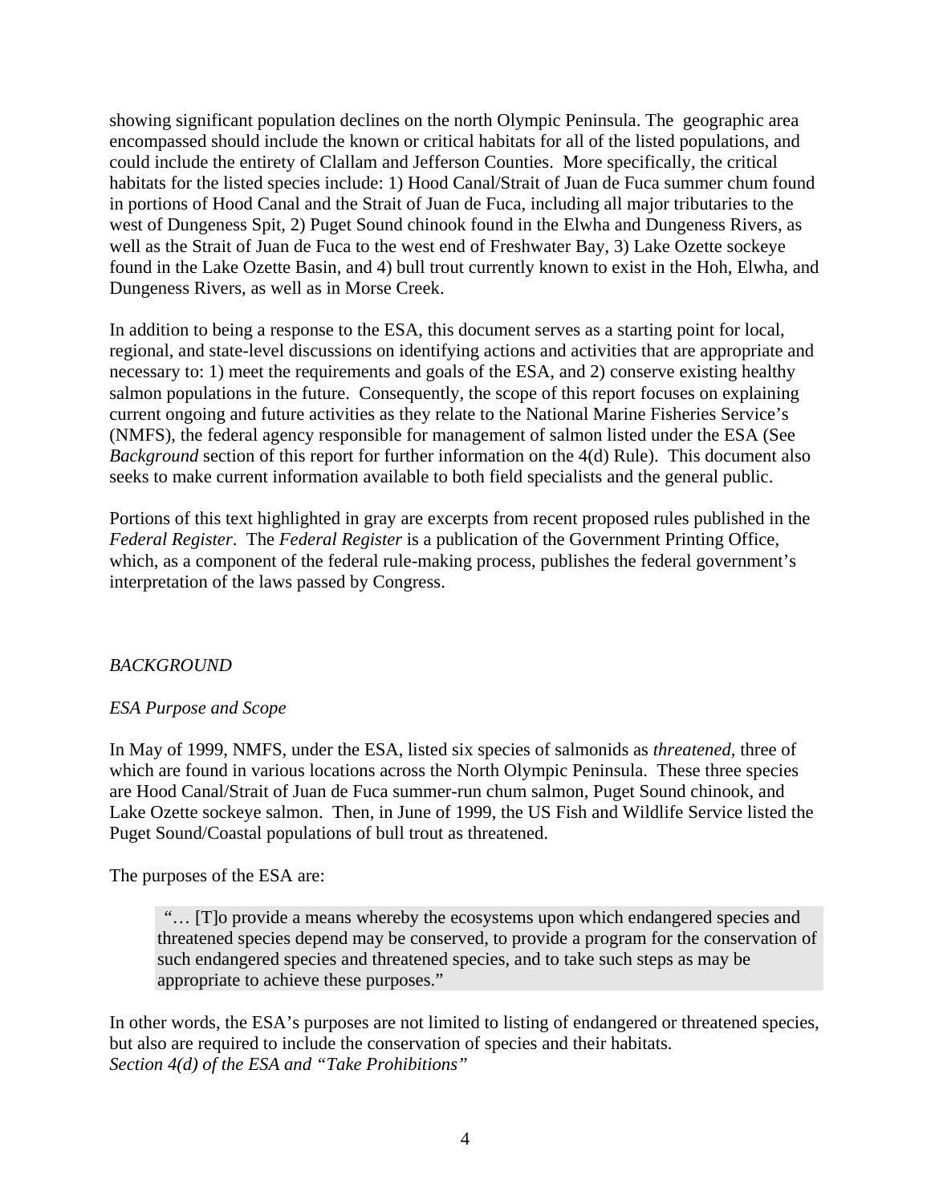showing significant population declines on the north Olympic Peninsula. The geographic area encompassed should include the known or critical habitats for all of the listed populations, and could include the entirety of Clallam and Jefferson Counties. More specifically, the critical habitats for the listed species include: 1) Hood Canal/Strait of Juan de Fuca summer chum found in portions of Hood Canal and the Strait of Juan de Fuca, including all major tributaries to the west of Dungeness Spit, 2) Puget Sound chinook found in the Elwha and Dungeness Rivers, as well as the Strait of Juan de Fuca to the west end of Freshwater Bay, 3) Lake Ozette sockeye found in the Lake Ozette Basin, and 4) bull trout currently known to exist in the Hoh, Elwha, and Dungeness Rivers, as well as in Morse Creek.

In addition to being a response to the ESA, this document serves as a starting point for local, regional, and state-level discussions on identifying actions and activities that are appropriate and necessary to: 1) meet the requirements and goals of the ESA, and 2) conserve existing healthy salmon populations in the future. Consequently, the scope of this report focuses on explaining current ongoing and future activities as they relate to the National Marine Fisheries Service's (NMFS), the federal agency responsible for management of salmon listed under the ESA (See *Background* section of this report for further information on the 4(d) Rule). This document also seeks to make current information available to both field specialists and the general public.

Portions of this text highlighted in gray are excerpts from recent proposed rules published in the *Federal Register*. The *Federal Register* is a publication of the Government Printing Office, which, as a component of the federal rule-making process, publishes the federal government's interpretation of the laws passed by Congress.

## *BACKGROUND*

### *ESA Purpose and Scope*

In May of 1999, NMFS, under the ESA, listed six species of salmonids as *threatened,* three of which are found in various locations across the North Olympic Peninsula. These three species are Hood Canal/Strait of Juan de Fuca summer-run chum salmon, Puget Sound chinook, and Lake Ozette sockeye salmon. Then, in June of 1999, the US Fish and Wildlife Service listed the Puget Sound/Coastal populations of bull trout as threatened.

The purposes of the ESA are:

> "… [T]o provide a means whereby the ecosystems upon which endangered species and threatened species depend may be conserved, to provide a program for the conservation of such endangered species and threatened species, and to take such steps as may be appropriate to achieve these purposes."

In other words, the ESA's purposes are not limited to listing of endangered or threatened species, but also are required to include the conservation of species and their habitats.

### *Section 4(d) of the ESA and "Take Prohibitions"*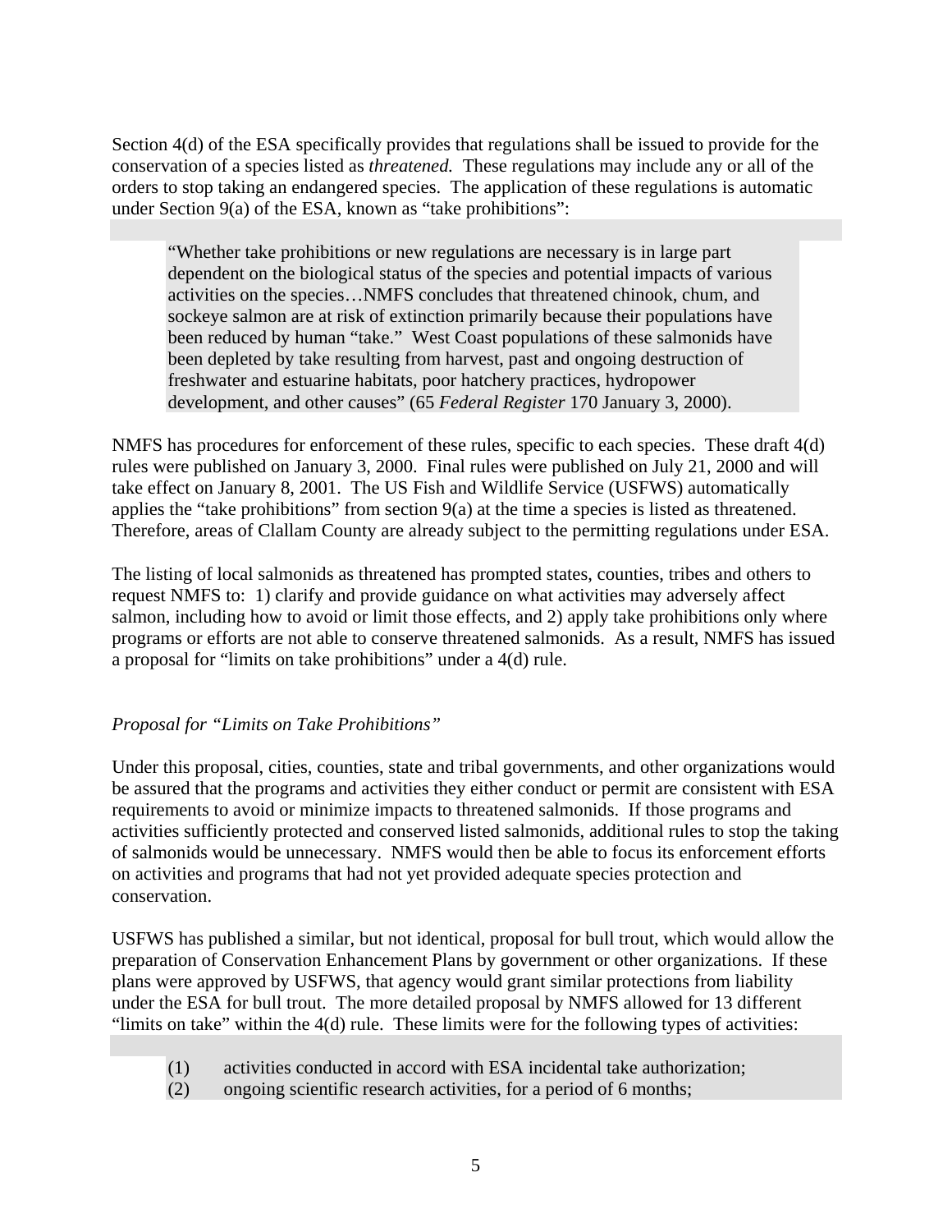Section 4(d) of the ESA specifically provides that regulations shall be issued to provide for the conservation of a species listed as *threatened.* These regulations may include any or all of the orders to stop taking an endangered species. The application of these regulations is automatic under Section 9(a) of the ESA, known as "take prohibitions":

> "Whether take prohibitions or new regulations are necessary is in large part dependent on the biological status of the species and potential impacts of various activities on the species…NMFS concludes that threatened chinook, chum, and sockeye salmon are at risk of extinction primarily because their populations have been reduced by human "take." West Coast populations of these salmonids have been depleted by take resulting from harvest, past and ongoing destruction of freshwater and estuarine habitats, poor hatchery practices, hydropower development, and other causes" (65 *Federal Register* 170 January 3, 2000).

NMFS has procedures for enforcement of these rules, specific to each species. These draft 4(d) rules were published on January 3, 2000. Final rules were published on July 21, 2000 and will take effect on January 8, 2001. The US Fish and Wildlife Service (USFWS) automatically applies the "take prohibitions" from section 9(a) at the time a species is listed as threatened. Therefore, areas of Clallam County are already subject to the permitting regulations under ESA.

The listing of local salmonids as threatened has prompted states, counties, tribes and others to request NMFS to: 1) clarify and provide guidance on what activities may adversely affect salmon, including how to avoid or limit those effects, and 2) apply take prohibitions only where programs or efforts are not able to conserve threatened salmonids. As a result, NMFS has issued a proposal for "limits on take prohibitions" under a 4(d) rule.

*Proposal for "Limits on Take Prohibitions"*

Under this proposal, cities, counties, state and tribal governments, and other organizations would be assured that the programs and activities they either conduct or permit are consistent with ESA requirements to avoid or minimize impacts to threatened salmonids. If those programs and activities sufficiently protected and conserved listed salmonids, additional rules to stop the taking of salmonids would be unnecessary. NMFS would then be able to focus its enforcement efforts on activities and programs that had not yet provided adequate species protection and conservation.

USFWS has published a similar, but not identical, proposal for bull trout, which would allow the preparation of Conservation Enhancement Plans by government or other organizations. If these plans were approved by USFWS, that agency would grant similar protections from liability under the ESA for bull trout. The more detailed proposal by NMFS allowed for 13 different "limits on take" within the 4(d) rule. These limits were for the following types of activities:

(1) activities conducted in accord with ESA incidental take authorization;
(2) ongoing scientific research activities, for a period of 6 months;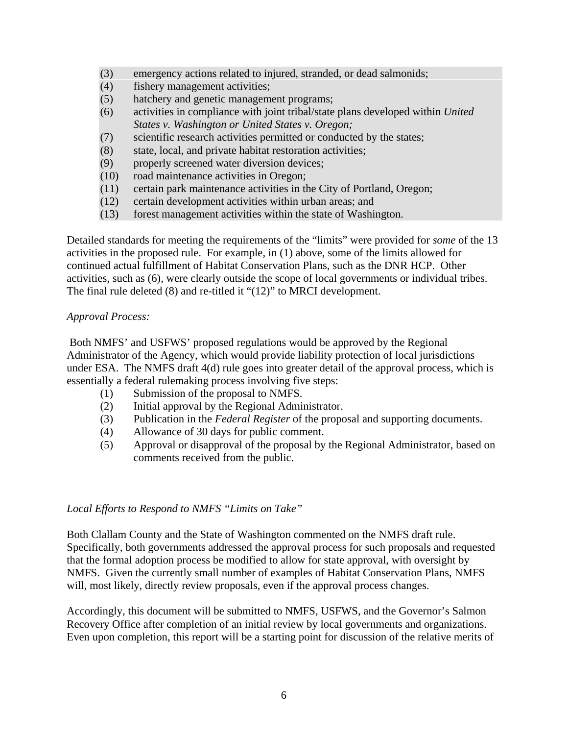(3) emergency actions related to injured, stranded, or dead salmonids;
(4) fishery management activities;
(5) hatchery and genetic management programs;
(6) activities in compliance with joint tribal/state plans developed within *United States v. Washington or United States v. Oregon;*
(7) scientific research activities permitted or conducted by the states;
(8) state, local, and private habitat restoration activities;
(9) properly screened water diversion devices;
(10) road maintenance activities in Oregon;
(11) certain park maintenance activities in the City of Portland, Oregon;
(12) certain development activities within urban areas; and
(13) forest management activities within the state of Washington.

Detailed standards for meeting the requirements of the "limits" were provided for *some* of the 13 activities in the proposed rule. For example, in (1) above, some of the limits allowed for continued actual fulfillment of Habitat Conservation Plans, such as the DNR HCP. Other activities, such as (6), were clearly outside the scope of local governments or individual tribes. The final rule deleted (8) and re-titled it "(12)" to MRCI development.

*Approval Process:*

Both NMFS' and USFWS' proposed regulations would be approved by the Regional Administrator of the Agency, which would provide liability protection of local jurisdictions under ESA. The NMFS draft 4(d) rule goes into greater detail of the approval process, which is essentially a federal rulemaking process involving five steps:

(1) Submission of the proposal to NMFS.
(2) Initial approval by the Regional Administrator.
(3) Publication in the *Federal Register* of the proposal and supporting documents.
(4) Allowance of 30 days for public comment.
(5) Approval or disapproval of the proposal by the Regional Administrator, based on comments received from the public.

*Local Efforts to Respond to NMFS "Limits on Take"*

Both Clallam County and the State of Washington commented on the NMFS draft rule. Specifically, both governments addressed the approval process for such proposals and requested that the formal adoption process be modified to allow for state approval, with oversight by NMFS. Given the currently small number of examples of Habitat Conservation Plans, NMFS will, most likely, directly review proposals, even if the approval process changes.

Accordingly, this document will be submitted to NMFS, USFWS, and the Governor's Salmon Recovery Office after completion of an initial review by local governments and organizations. Even upon completion, this report will be a starting point for discussion of the relative merits of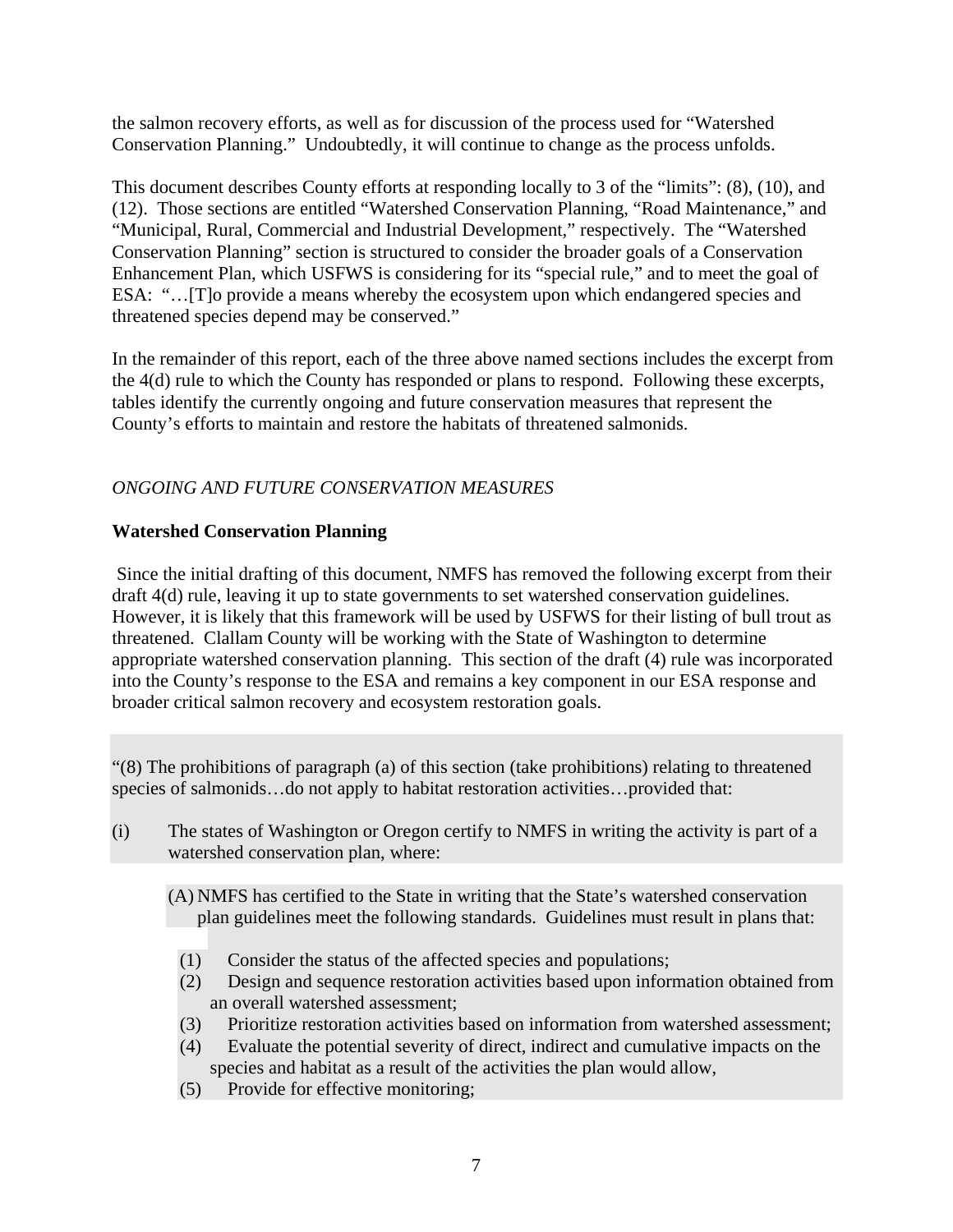the salmon recovery efforts, as well as for discussion of the process used for "Watershed Conservation Planning." Undoubtedly, it will continue to change as the process unfolds.

This document describes County efforts at responding locally to 3 of the "limits": (8), (10), and (12). Those sections are entitled "Watershed Conservation Planning, "Road Maintenance," and "Municipal, Rural, Commercial and Industrial Development," respectively. The "Watershed Conservation Planning" section is structured to consider the broader goals of a Conservation Enhancement Plan, which USFWS is considering for its "special rule," and to meet the goal of ESA: "…[T]o provide a means whereby the ecosystem upon which endangered species and threatened species depend may be conserved."

In the remainder of this report, each of the three above named sections includes the excerpt from the 4(d) rule to which the County has responded or plans to respond. Following these excerpts, tables identify the currently ongoing and future conservation measures that represent the County's efforts to maintain and restore the habitats of threatened salmonids.

*ONGOING AND FUTURE CONSERVATION MEASURES*

**Watershed Conservation Planning**

Since the initial drafting of this document, NMFS has removed the following excerpt from their draft 4(d) rule, leaving it up to state governments to set watershed conservation guidelines. However, it is likely that this framework will be used by USFWS for their listing of bull trout as threatened. Clallam County will be working with the State of Washington to determine appropriate watershed conservation planning. This section of the draft (4) rule was incorporated into the County's response to the ESA and remains a key component in our ESA response and broader critical salmon recovery and ecosystem restoration goals.

"(8) The prohibitions of paragraph (a) of this section (take prohibitions) relating to threatened species of salmonids…do not apply to habitat restoration activities…provided that:

(i) The states of Washington or Oregon certify to NMFS in writing the activity is part of a watershed conservation plan, where:

(A) NMFS has certified to the State in writing that the State's watershed conservation plan guidelines meet the following standards. Guidelines must result in plans that:

(1) Consider the status of the affected species and populations;
(2) Design and sequence restoration activities based upon information obtained from an overall watershed assessment;
(3) Prioritize restoration activities based on information from watershed assessment;
(4) Evaluate the potential severity of direct, indirect and cumulative impacts on the species and habitat as a result of the activities the plan would allow,
(5) Provide for effective monitoring;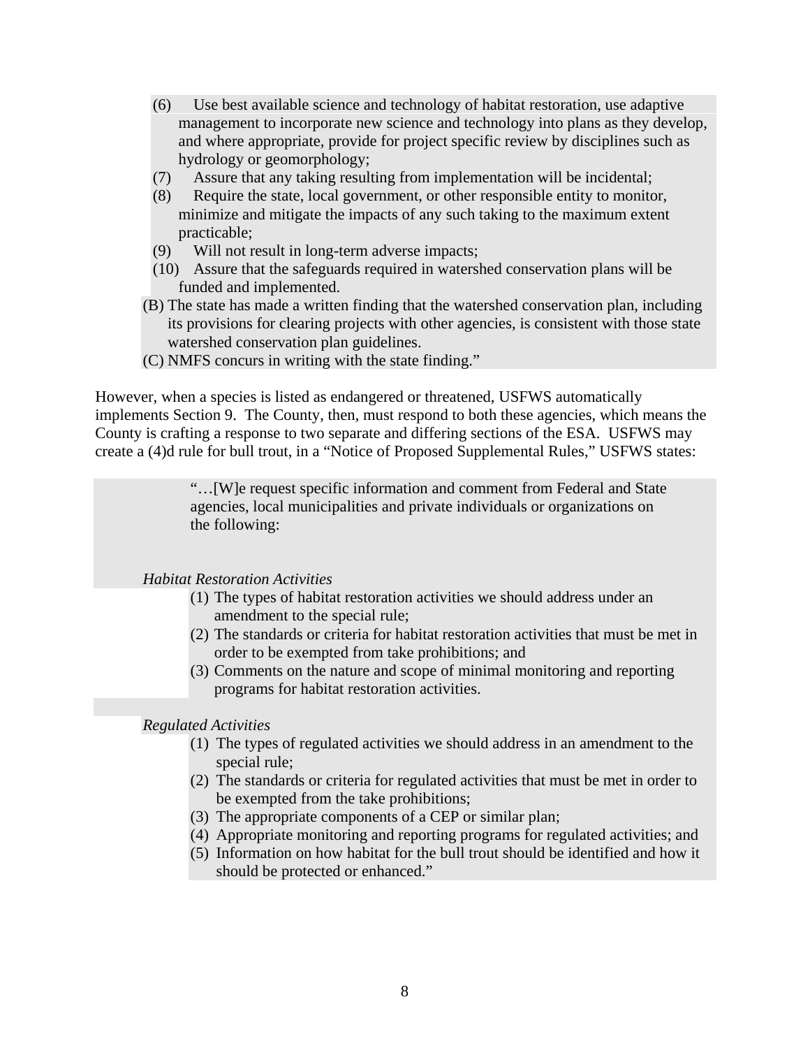(6) Use best available science and technology of habitat restoration, use adaptive management to incorporate new science and technology into plans as they develop, and where appropriate, provide for project specific review by disciplines such as hydrology or geomorphology;

(7) Assure that any taking resulting from implementation will be incidental;

(8) Require the state, local government, or other responsible entity to monitor, minimize and mitigate the impacts of any such taking to the maximum extent practicable;

(9) Will not result in long-term adverse impacts;

(10) Assure that the safeguards required in watershed conservation plans will be funded and implemented.

(B) The state has made a written finding that the watershed conservation plan, including its provisions for clearing projects with other agencies, is consistent with those state watershed conservation plan guidelines.

(C) NMFS concurs in writing with the state finding."

However, when a species is listed as endangered or threatened, USFWS automatically implements Section 9. The County, then, must respond to both these agencies, which means the County is crafting a response to two separate and differing sections of the ESA. USFWS may create a (4)d rule for bull trout, in a "Notice of Proposed Supplemental Rules," USFWS states:

> "…[W]e request specific information and comment from Federal and State agencies, local municipalities and private individuals or organizations on the following:
>
> *Habitat Restoration Activities*
>
> (1) The types of habitat restoration activities we should address under an amendment to the special rule;
> (2) The standards or criteria for habitat restoration activities that must be met in order to be exempted from take prohibitions; and
> (3) Comments on the nature and scope of minimal monitoring and reporting programs for habitat restoration activities.
>
> *Regulated Activities*
>
> (1) The types of regulated activities we should address in an amendment to the special rule;
> (2) The standards or criteria for regulated activities that must be met in order to be exempted from the take prohibitions;
> (3) The appropriate components of a CEP or similar plan;
> (4) Appropriate monitoring and reporting programs for regulated activities; and
> (5) Information on how habitat for the bull trout should be identified and how it should be protected or enhanced."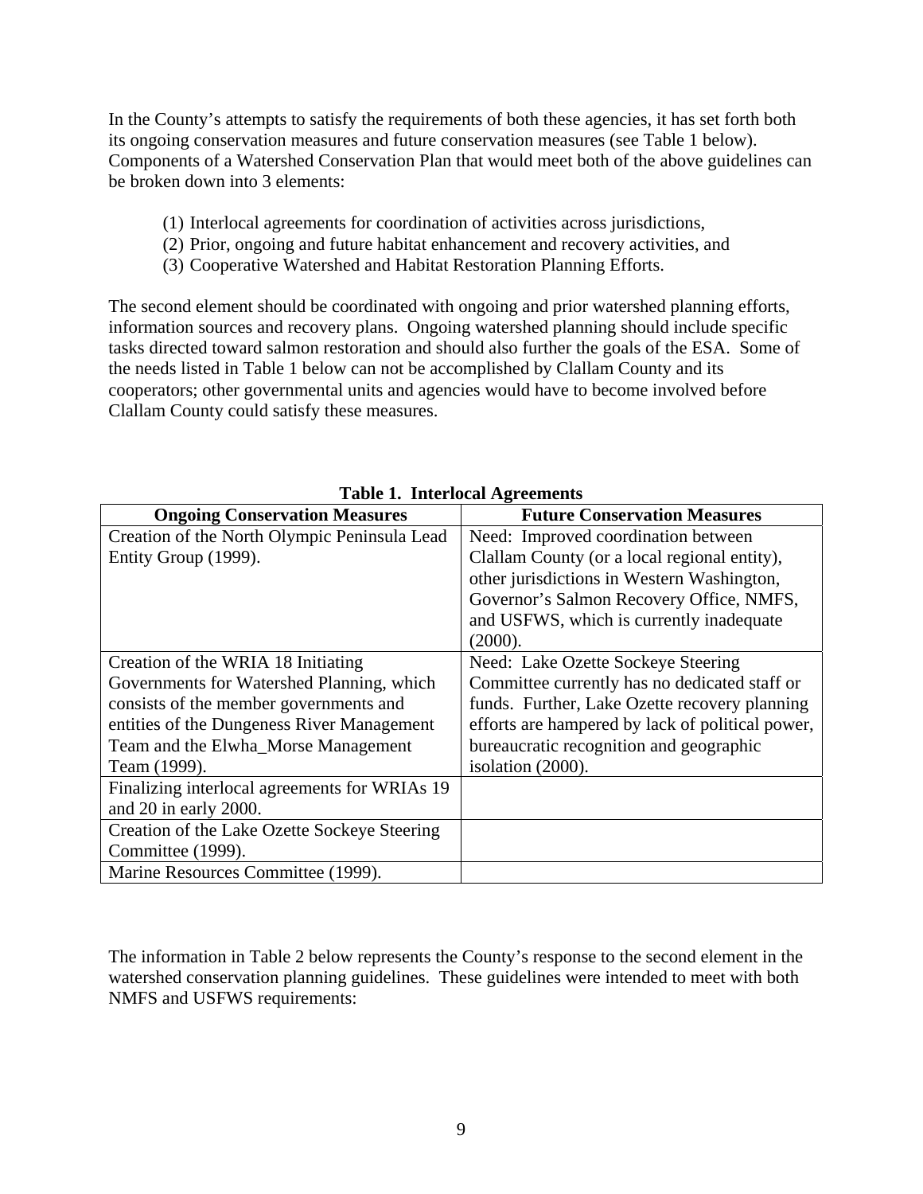In the County's attempts to satisfy the requirements of both these agencies, it has set forth both its ongoing conservation measures and future conservation measures (see Table 1 below). Components of a Watershed Conservation Plan that would meet both of the above guidelines can be broken down into 3 elements:

(1) Interlocal agreements for coordination of activities across jurisdictions,
(2) Prior, ongoing and future habitat enhancement and recovery activities, and
(3) Cooperative Watershed and Habitat Restoration Planning Efforts.

The second element should be coordinated with ongoing and prior watershed planning efforts, information sources and recovery plans. Ongoing watershed planning should include specific tasks directed toward salmon restoration and should also further the goals of the ESA. Some of the needs listed in Table 1 below can not be accomplished by Clallam County and its cooperators; other governmental units and agencies would have to become involved before Clallam County could satisfy these measures.

**Table 1. Interlocal Agreements**

| Ongoing Conservation Measures | Future Conservation Measures |
|---|---|
| Creation of the North Olympic Peninsula Lead Entity Group (1999). | Need: Improved coordination between Clallam County (or a local regional entity), other jurisdictions in Western Washington, Governor's Salmon Recovery Office, NMFS, and USFWS, which is currently inadequate (2000). |
| Creation of the WRIA 18 Initiating Governments for Watershed Planning, which consists of the member governments and entities of the Dungeness River Management Team and the Elwha_Morse Management Team (1999). | Need: Lake Ozette Sockeye Steering Committee currently has no dedicated staff or funds. Further, Lake Ozette recovery planning efforts are hampered by lack of political power, bureaucratic recognition and geographic isolation (2000). |
| Finalizing interlocal agreements for WRIAs 19 and 20 in early 2000. | |
| Creation of the Lake Ozette Sockeye Steering Committee (1999). | |
| Marine Resources Committee (1999). | |

The information in Table 2 below represents the County's response to the second element in the watershed conservation planning guidelines. These guidelines were intended to meet with both NMFS and USFWS requirements: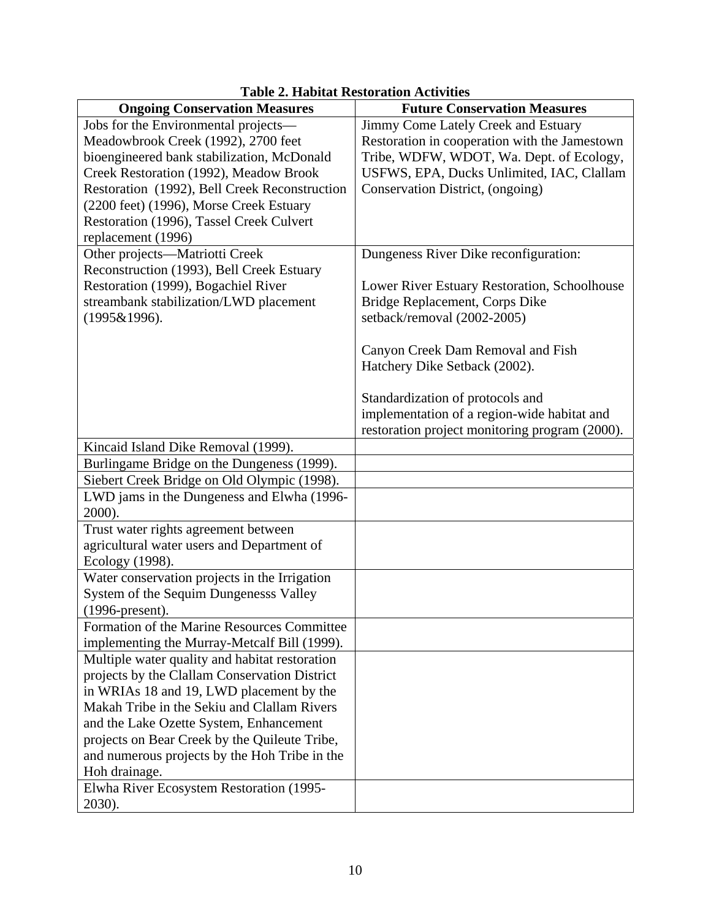**Table 2. Habitat Restoration Activities**

| Ongoing Conservation Measures | Future Conservation Measures |
|---|---|
| Jobs for the Environmental projects—Meadowbrook Creek (1992), 2700 feet bioengineered bank stabilization, McDonald Creek Restoration (1992), Meadow Brook Restoration (1992), Bell Creek Reconstruction (2200 feet) (1996), Morse Creek Estuary Restoration (1996), Tassel Creek Culvert replacement (1996) | Jimmy Come Lately Creek and Estuary Restoration in cooperation with the Jamestown Tribe, WDFW, WDOT, Wa. Dept. of Ecology, USFWS, EPA, Ducks Unlimited, IAC, Clallam Conservation District, (ongoing) |
| Other projects—Matriotti Creek Reconstruction (1993), Bell Creek Estuary Restoration (1999), Bogachiel River streambank stabilization/LWD placement (1995&1996). | Dungeness River Dike reconfiguration:<br><br>Lower River Estuary Restoration, Schoolhouse Bridge Replacement, Corps Dike setback/removal (2002-2005)<br><br>Canyon Creek Dam Removal and Fish Hatchery Dike Setback (2002).<br><br>Standardization of protocols and implementation of a region-wide habitat and restoration project monitoring program (2000). |
| Kincaid Island Dike Removal (1999). | |
| Burlingame Bridge on the Dungeness (1999). | |
| Siebert Creek Bridge on Old Olympic (1998). | |
| LWD jams in the Dungeness and Elwha (1996-2000). | |
| Trust water rights agreement between agricultural water users and Department of Ecology (1998). | |
| Water conservation projects in the Irrigation System of the Sequim Dungenesss Valley (1996-present). | |
| Formation of the Marine Resources Committee implementing the Murray-Metcalf Bill (1999). | |
| Multiple water quality and habitat restoration projects by the Clallam Conservation District in WRIAs 18 and 19, LWD placement by the Makah Tribe in the Sekiu and Clallam Rivers and the Lake Ozette System, Enhancement projects on Bear Creek by the Quileute Tribe, and numerous projects by the Hoh Tribe in the Hoh drainage. | |
| Elwha River Ecosystem Restoration (1995-2030). | |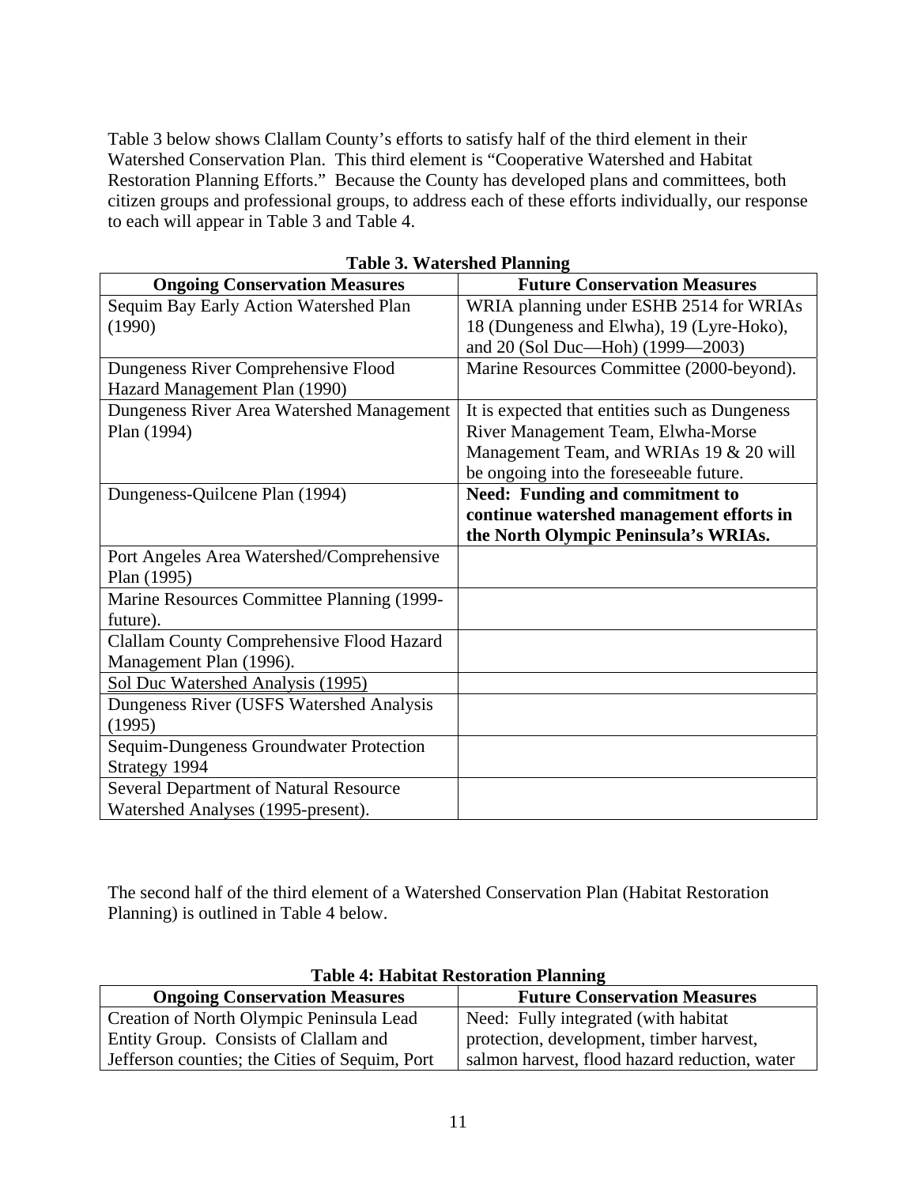Table 3 below shows Clallam County's efforts to satisfy half of the third element in their Watershed Conservation Plan. This third element is "Cooperative Watershed and Habitat Restoration Planning Efforts." Because the County has developed plans and committees, both citizen groups and professional groups, to address each of these efforts individually, our response to each will appear in Table 3 and Table 4.

**Table 3. Watershed Planning**

| Ongoing Conservation Measures | Future Conservation Measures |
|---|---|
| Sequim Bay Early Action Watershed Plan (1990) | WRIA planning under ESHB 2514 for WRIAs 18 (Dungeness and Elwha), 19 (Lyre-Hoko), and 20 (Sol Duc—Hoh) (1999—2003) |
| Dungeness River Comprehensive Flood Hazard Management Plan (1990) | Marine Resources Committee (2000-beyond). |
| Dungeness River Area Watershed Management Plan (1994) | It is expected that entities such as Dungeness River Management Team, Elwha-Morse Management Team, and WRIAs 19 & 20 will be ongoing into the foreseeable future. |
| Dungeness-Quilcene Plan (1994) | **Need: Funding and commitment to continue watershed management efforts in the North Olympic Peninsula's WRIAs.** |
| Port Angeles Area Watershed/Comprehensive Plan (1995) | |
| Marine Resources Committee Planning (1999-future). | |
| Clallam County Comprehensive Flood Hazard Management Plan (1996). | |
| Sol Duc Watershed Analysis (1995) | |
| Dungeness River (USFS Watershed Analysis (1995) | |
| Sequim-Dungeness Groundwater Protection Strategy 1994 | |
| Several Department of Natural Resource Watershed Analyses (1995-present). | |

The second half of the third element of a Watershed Conservation Plan (Habitat Restoration Planning) is outlined in Table 4 below.

**Table 4: Habitat Restoration Planning**

| Ongoing Conservation Measures | Future Conservation Measures |
|---|---|
| Creation of North Olympic Peninsula Lead Entity Group. Consists of Clallam and Jefferson counties; the Cities of Sequim, Port | Need: Fully integrated (with habitat protection, development, timber harvest, salmon harvest, flood hazard reduction, water |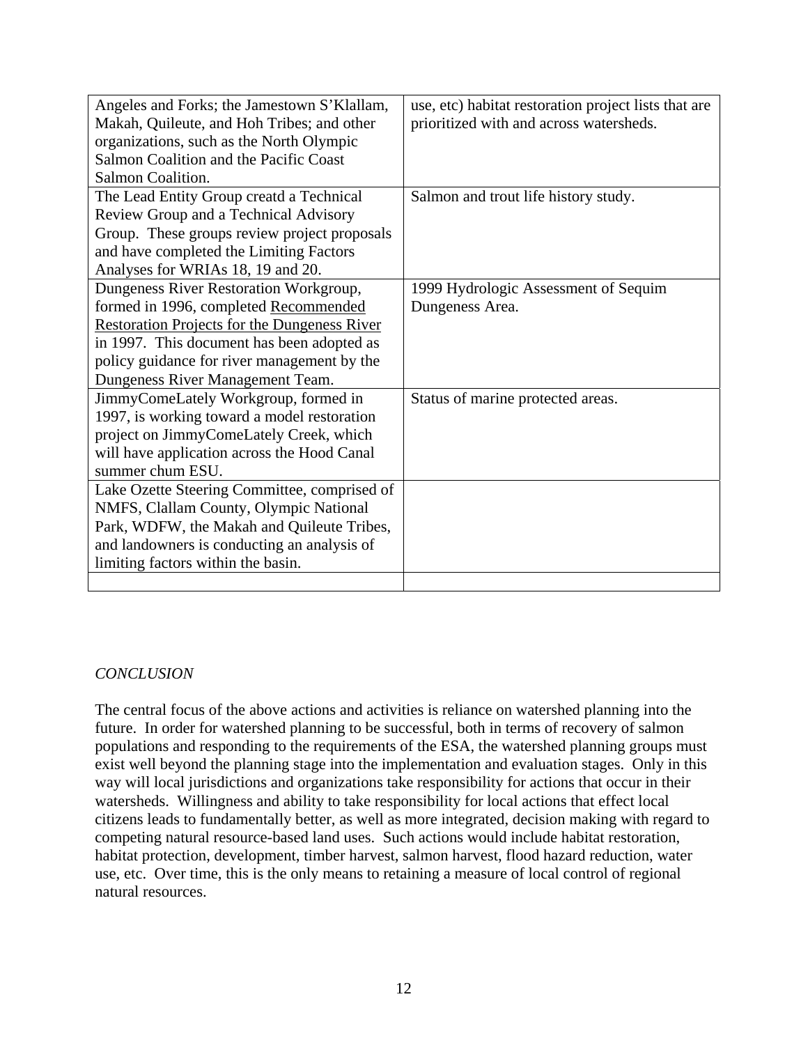| | |
|---|---|
| Angeles and Forks; the Jamestown S'Klallam, Makah, Quileute, and Hoh Tribes; and other organizations, such as the North Olympic Salmon Coalition and the Pacific Coast Salmon Coalition. | use, etc) habitat restoration project lists that are prioritized with and across watersheds. |
| The Lead Entity Group creatd a Technical Review Group and a Technical Advisory Group. These groups review project proposals and have completed the Limiting Factors Analyses for WRIAs 18, 19 and 20. | Salmon and trout life history study. |
| Dungeness River Restoration Workgroup, formed in 1996, completed Recommended Restoration Projects for the Dungeness River in 1997. This document has been adopted as policy guidance for river management by the Dungeness River Management Team. | 1999 Hydrologic Assessment of Sequim Dungeness Area. |
| JimmyComeLately Workgroup, formed in 1997, is working toward a model restoration project on JimmyComeLately Creek, which will have application across the Hood Canal summer chum ESU. | Status of marine protected areas. |
| Lake Ozette Steering Committee, comprised of NMFS, Clallam County, Olympic National Park, WDFW, the Makah and Quileute Tribes, and landowners is conducting an analysis of limiting factors within the basin. | |
| | |

*CONCLUSION*

The central focus of the above actions and activities is reliance on watershed planning into the future. In order for watershed planning to be successful, both in terms of recovery of salmon populations and responding to the requirements of the ESA, the watershed planning groups must exist well beyond the planning stage into the implementation and evaluation stages. Only in this way will local jurisdictions and organizations take responsibility for actions that occur in their watersheds. Willingness and ability to take responsibility for local actions that effect local citizens leads to fundamentally better, as well as more integrated, decision making with regard to competing natural resource-based land uses. Such actions would include habitat restoration, habitat protection, development, timber harvest, salmon harvest, flood hazard reduction, water use, etc. Over time, this is the only means to retaining a measure of local control of regional natural resources.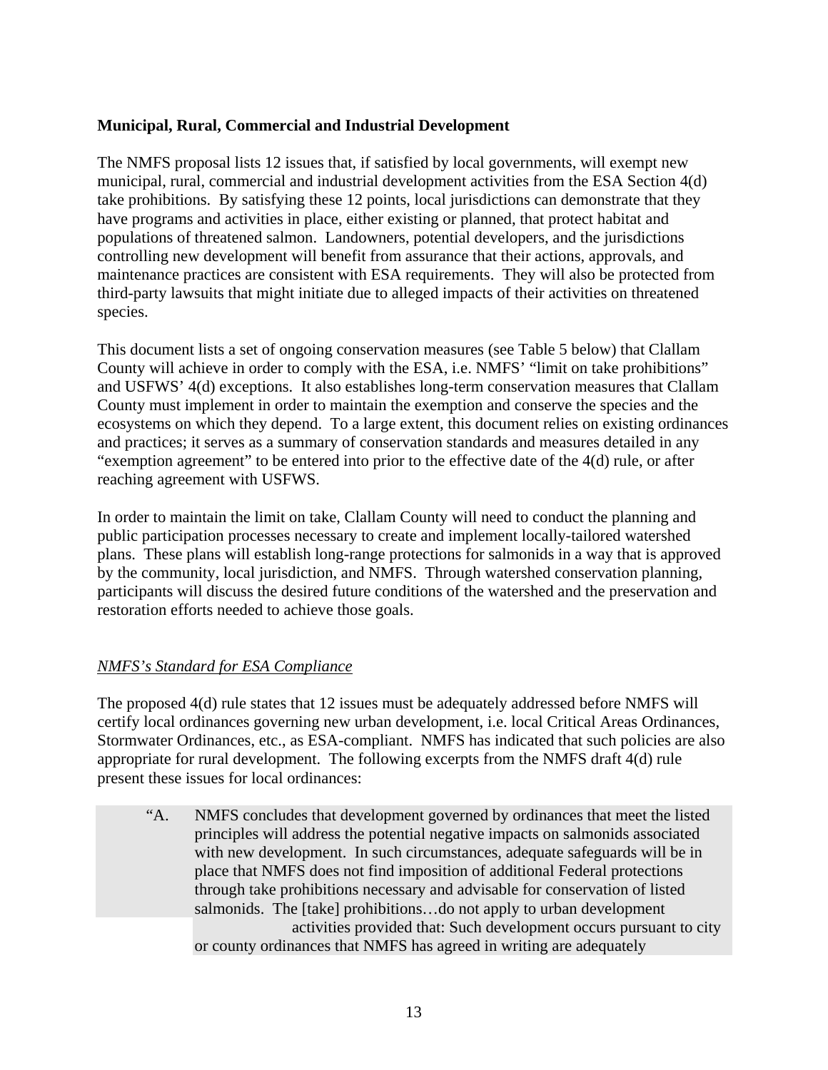**Municipal, Rural, Commercial and Industrial Development**

The NMFS proposal lists 12 issues that, if satisfied by local governments, will exempt new municipal, rural, commercial and industrial development activities from the ESA Section 4(d) take prohibitions. By satisfying these 12 points, local jurisdictions can demonstrate that they have programs and activities in place, either existing or planned, that protect habitat and populations of threatened salmon. Landowners, potential developers, and the jurisdictions controlling new development will benefit from assurance that their actions, approvals, and maintenance practices are consistent with ESA requirements. They will also be protected from third-party lawsuits that might initiate due to alleged impacts of their activities on threatened species.

This document lists a set of ongoing conservation measures (see Table 5 below) that Clallam County will achieve in order to comply with the ESA, i.e. NMFS' "limit on take prohibitions" and USFWS' 4(d) exceptions. It also establishes long-term conservation measures that Clallam County must implement in order to maintain the exemption and conserve the species and the ecosystems on which they depend. To a large extent, this document relies on existing ordinances and practices; it serves as a summary of conservation standards and measures detailed in any "exemption agreement" to be entered into prior to the effective date of the 4(d) rule, or after reaching agreement with USFWS.

In order to maintain the limit on take, Clallam County will need to conduct the planning and public participation processes necessary to create and implement locally-tailored watershed plans. These plans will establish long-range protections for salmonids in a way that is approved by the community, local jurisdiction, and NMFS. Through watershed conservation planning, participants will discuss the desired future conditions of the watershed and the preservation and restoration efforts needed to achieve those goals.

*NMFS's Standard for ESA Compliance*

The proposed 4(d) rule states that 12 issues must be adequately addressed before NMFS will certify local ordinances governing new urban development, i.e. local Critical Areas Ordinances, Stormwater Ordinances, etc., as ESA-compliant. NMFS has indicated that such policies are also appropriate for rural development. The following excerpts from the NMFS draft 4(d) rule present these issues for local ordinances:

> "A. NMFS concludes that development governed by ordinances that meet the listed principles will address the potential negative impacts on salmonids associated with new development. In such circumstances, adequate safeguards will be in place that NMFS does not find imposition of additional Federal protections through take prohibitions necessary and advisable for conservation of listed salmonids. The [take] prohibitions…do not apply to urban development activities provided that: Such development occurs pursuant to city or county ordinances that NMFS has agreed in writing are adequately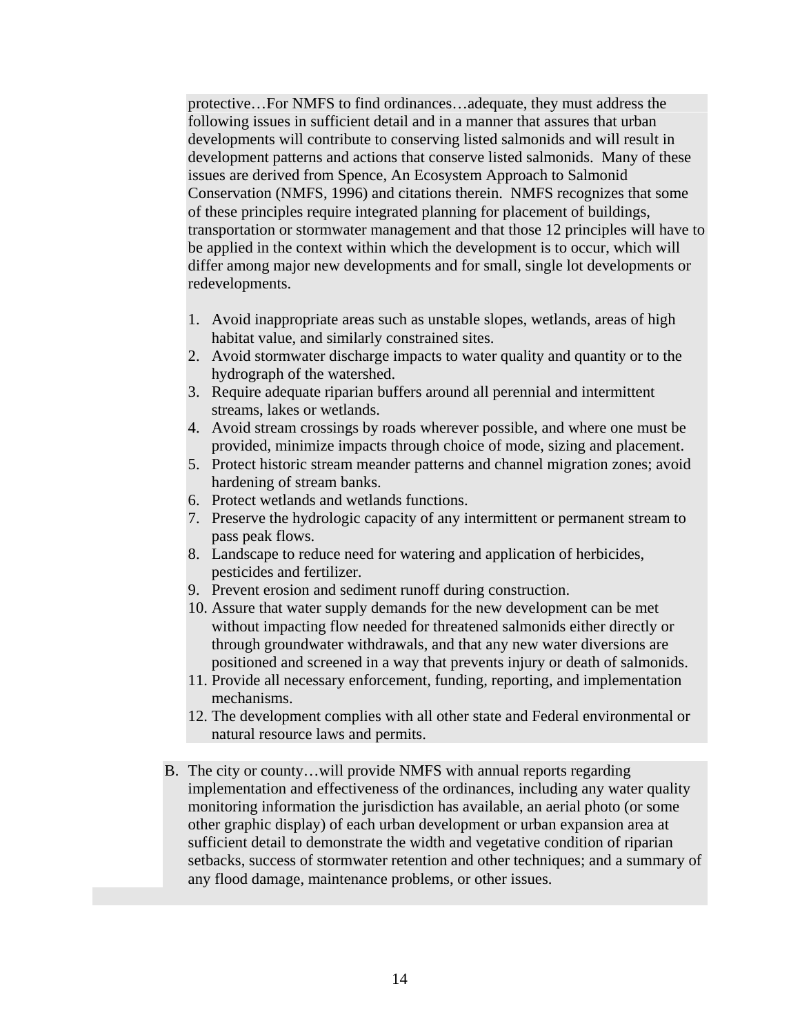protective…For NMFS to find ordinances…adequate, they must address the following issues in sufficient detail and in a manner that assures that urban developments will contribute to conserving listed salmonids and will result in development patterns and actions that conserve listed salmonids. Many of these issues are derived from Spence, An Ecosystem Approach to Salmonid Conservation (NMFS, 1996) and citations therein. NMFS recognizes that some of these principles require integrated planning for placement of buildings, transportation or stormwater management and that those 12 principles will have to be applied in the context within which the development is to occur, which will differ among major new developments and for small, single lot developments or redevelopments.

1. Avoid inappropriate areas such as unstable slopes, wetlands, areas of high habitat value, and similarly constrained sites.
2. Avoid stormwater discharge impacts to water quality and quantity or to the hydrograph of the watershed.
3. Require adequate riparian buffers around all perennial and intermittent streams, lakes or wetlands.
4. Avoid stream crossings by roads wherever possible, and where one must be provided, minimize impacts through choice of mode, sizing and placement.
5. Protect historic stream meander patterns and channel migration zones; avoid hardening of stream banks.
6. Protect wetlands and wetlands functions.
7. Preserve the hydrologic capacity of any intermittent or permanent stream to pass peak flows.
8. Landscape to reduce need for watering and application of herbicides, pesticides and fertilizer.
9. Prevent erosion and sediment runoff during construction.
10. Assure that water supply demands for the new development can be met without impacting flow needed for threatened salmonids either directly or through groundwater withdrawals, and that any new water diversions are positioned and screened in a way that prevents injury or death of salmonids.
11. Provide all necessary enforcement, funding, reporting, and implementation mechanisms.
12. The development complies with all other state and Federal environmental or natural resource laws and permits.

B. The city or county…will provide NMFS with annual reports regarding implementation and effectiveness of the ordinances, including any water quality monitoring information the jurisdiction has available, an aerial photo (or some other graphic display) of each urban development or urban expansion area at sufficient detail to demonstrate the width and vegetative condition of riparian setbacks, success of stormwater retention and other techniques; and a summary of any flood damage, maintenance problems, or other issues.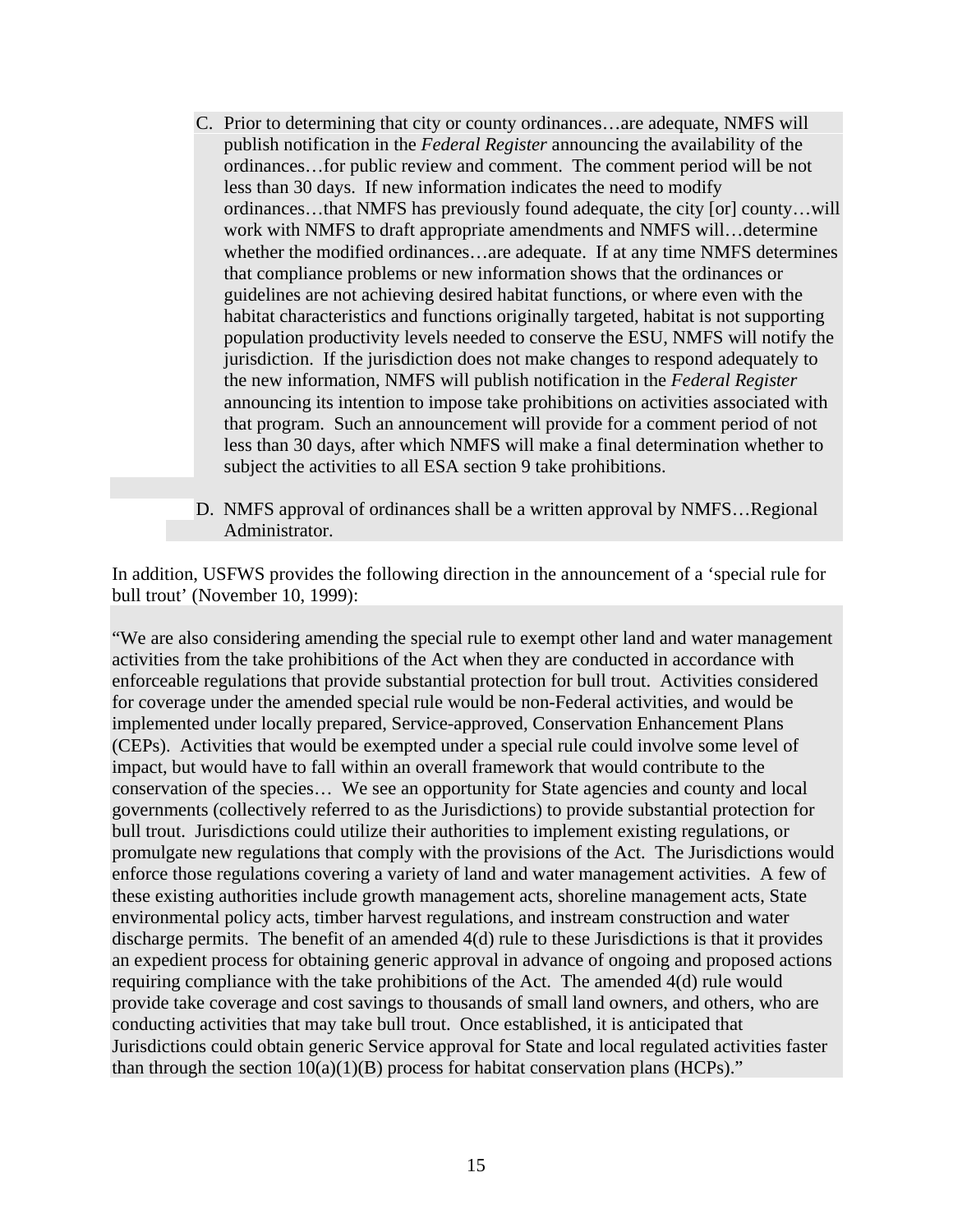C. Prior to determining that city or county ordinances…are adequate, NMFS will publish notification in the *Federal Register* announcing the availability of the ordinances…for public review and comment. The comment period will be not less than 30 days. If new information indicates the need to modify ordinances…that NMFS has previously found adequate, the city [or] county…will work with NMFS to draft appropriate amendments and NMFS will…determine whether the modified ordinances…are adequate. If at any time NMFS determines that compliance problems or new information shows that the ordinances or guidelines are not achieving desired habitat functions, or where even with the habitat characteristics and functions originally targeted, habitat is not supporting population productivity levels needed to conserve the ESU, NMFS will notify the jurisdiction. If the jurisdiction does not make changes to respond adequately to the new information, NMFS will publish notification in the *Federal Register* announcing its intention to impose take prohibitions on activities associated with that program. Such an announcement will provide for a comment period of not less than 30 days, after which NMFS will make a final determination whether to subject the activities to all ESA section 9 take prohibitions.

D. NMFS approval of ordinances shall be a written approval by NMFS…Regional Administrator.

In addition, USFWS provides the following direction in the announcement of a 'special rule for bull trout' (November 10, 1999):

"We are also considering amending the special rule to exempt other land and water management activities from the take prohibitions of the Act when they are conducted in accordance with enforceable regulations that provide substantial protection for bull trout. Activities considered for coverage under the amended special rule would be non-Federal activities, and would be implemented under locally prepared, Service-approved, Conservation Enhancement Plans (CEPs). Activities that would be exempted under a special rule could involve some level of impact, but would have to fall within an overall framework that would contribute to the conservation of the species… We see an opportunity for State agencies and county and local governments (collectively referred to as the Jurisdictions) to provide substantial protection for bull trout. Jurisdictions could utilize their authorities to implement existing regulations, or promulgate new regulations that comply with the provisions of the Act. The Jurisdictions would enforce those regulations covering a variety of land and water management activities. A few of these existing authorities include growth management acts, shoreline management acts, State environmental policy acts, timber harvest regulations, and instream construction and water discharge permits. The benefit of an amended 4(d) rule to these Jurisdictions is that it provides an expedient process for obtaining generic approval in advance of ongoing and proposed actions requiring compliance with the take prohibitions of the Act. The amended 4(d) rule would provide take coverage and cost savings to thousands of small land owners, and others, who are conducting activities that may take bull trout. Once established, it is anticipated that Jurisdictions could obtain generic Service approval for State and local regulated activities faster than through the section 10(a)(1)(B) process for habitat conservation plans (HCPs)."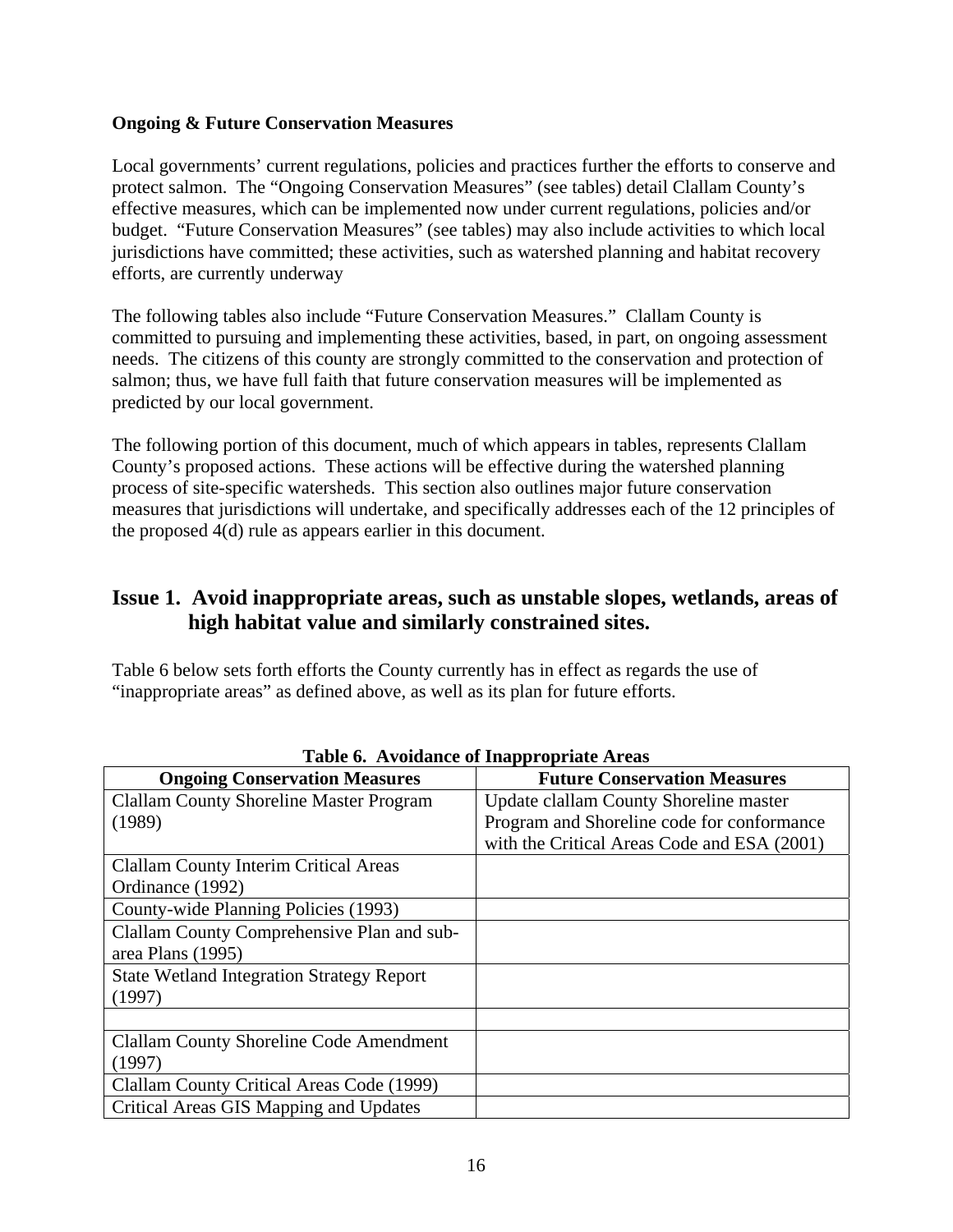**Ongoing & Future Conservation Measures**

Local governments' current regulations, policies and practices further the efforts to conserve and protect salmon. The "Ongoing Conservation Measures" (see tables) detail Clallam County's effective measures, which can be implemented now under current regulations, policies and/or budget. "Future Conservation Measures" (see tables) may also include activities to which local jurisdictions have committed; these activities, such as watershed planning and habitat recovery efforts, are currently underway

The following tables also include "Future Conservation Measures." Clallam County is committed to pursuing and implementing these activities, based, in part, on ongoing assessment needs. The citizens of this county are strongly committed to the conservation and protection of salmon; thus, we have full faith that future conservation measures will be implemented as predicted by our local government.

The following portion of this document, much of which appears in tables, represents Clallam County's proposed actions. These actions will be effective during the watershed planning process of site-specific watersheds. This section also outlines major future conservation measures that jurisdictions will undertake, and specifically addresses each of the 12 principles of the proposed 4(d) rule as appears earlier in this document.

## Issue 1. Avoid inappropriate areas, such as unstable slopes, wetlands, areas of high habitat value and similarly constrained sites.

Table 6 below sets forth efforts the County currently has in effect as regards the use of "inappropriate areas" as defined above, as well as its plan for future efforts.

**Table 6. Avoidance of Inappropriate Areas**

| Ongoing Conservation Measures | Future Conservation Measures |
|---|---|
| Clallam County Shoreline Master Program (1989) | Update clallam County Shoreline master Program and Shoreline code for conformance with the Critical Areas Code and ESA (2001) |
| Clallam County Interim Critical Areas Ordinance (1992) | |
| County-wide Planning Policies (1993) | |
| Clallam County Comprehensive Plan and sub-area Plans (1995) | |
| State Wetland Integration Strategy Report (1997) | |
| | |
| Clallam County Shoreline Code Amendment (1997) | |
| Clallam County Critical Areas Code (1999) | |
| Critical Areas GIS Mapping and Updates | |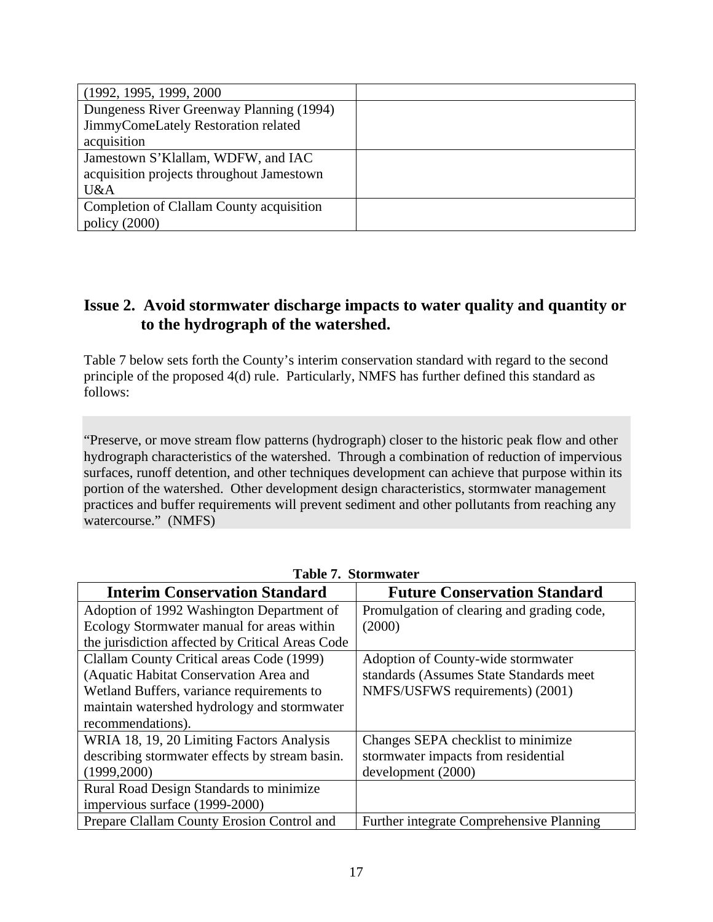| | |
|---|---|
| (1992, 1995, 1999, 2000 | |
| Dungeness River Greenway Planning (1994) JimmyComeLately Restoration related acquisition | |
| Jamestown S'Klallam, WDFW, and IAC acquisition projects throughout Jamestown U&A | |
| Completion of Clallam County acquisition policy (2000) | |

## Issue 2. Avoid stormwater discharge impacts to water quality and quantity or to the hydrograph of the watershed.

Table 7 below sets forth the County's interim conservation standard with regard to the second principle of the proposed 4(d) rule. Particularly, NMFS has further defined this standard as follows:

> "Preserve, or move stream flow patterns (hydrograph) closer to the historic peak flow and other hydrograph characteristics of the watershed. Through a combination of reduction of impervious surfaces, runoff detention, and other techniques development can achieve that purpose within its portion of the watershed. Other development design characteristics, stormwater management practices and buffer requirements will prevent sediment and other pollutants from reaching any watercourse." (NMFS)

**Table 7. Stormwater**

| Interim Conservation Standard | Future Conservation Standard |
|---|---|
| Adoption of 1992 Washington Department of Ecology Stormwater manual for areas within the jurisdiction affected by Critical Areas Code | Promulgation of clearing and grading code, (2000) |
| Clallam County Critical areas Code (1999) (Aquatic Habitat Conservation Area and Wetland Buffers, variance requirements to maintain watershed hydrology and stormwater recommendations). | Adoption of County-wide stormwater standards (Assumes State Standards meet NMFS/USFWS requirements) (2001) |
| WRIA 18, 19, 20 Limiting Factors Analysis describing stormwater effects by stream basin. (1999,2000) | Changes SEPA checklist to minimize stormwater impacts from residential development (2000) |
| Rural Road Design Standards to minimize impervious surface (1999-2000) | |
| Prepare Clallam County Erosion Control and | Further integrate Comprehensive Planning |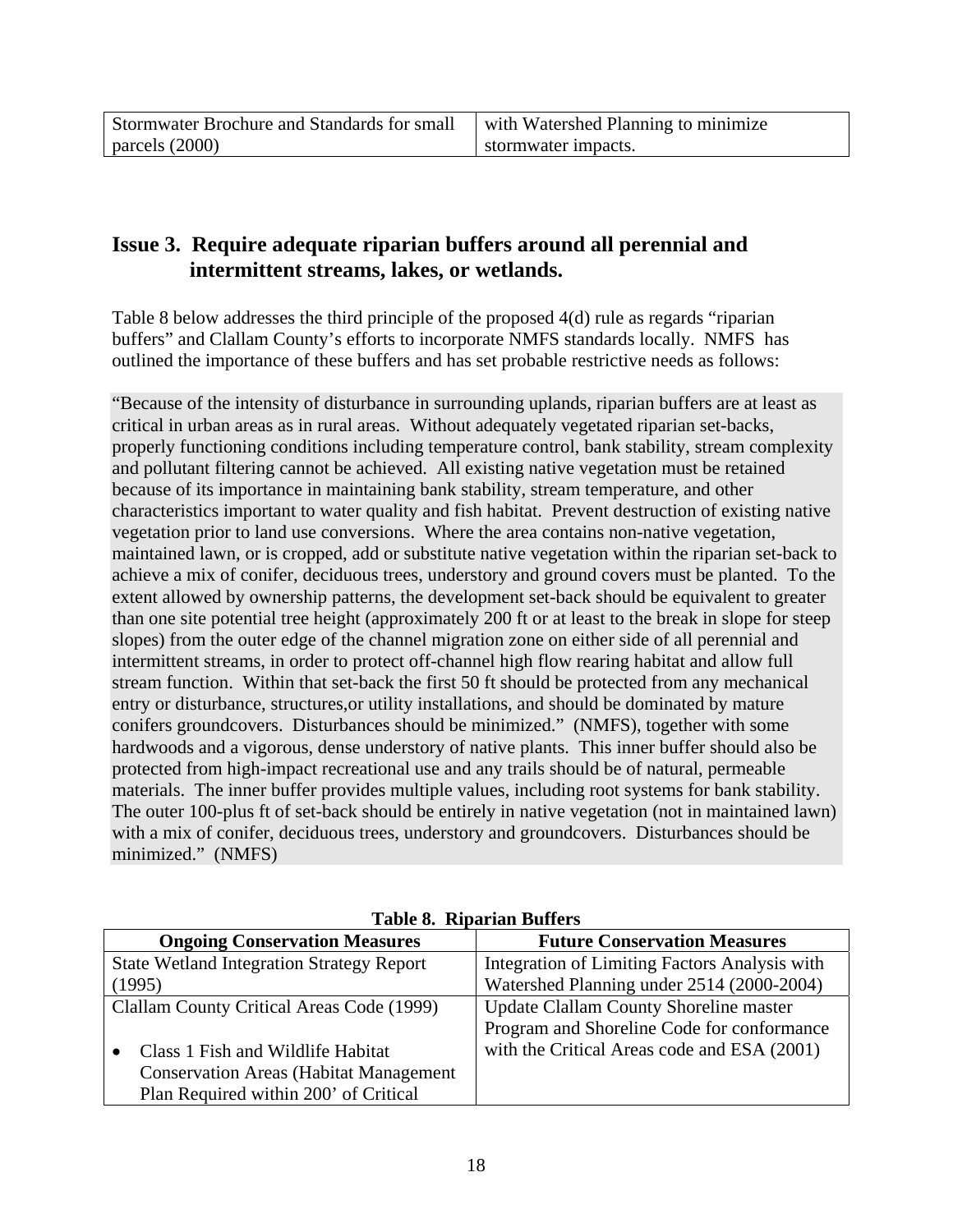| Stormwater Brochure and Standards for small parcels (2000) | with Watershed Planning to minimize stormwater impacts. |
|---|---|

## Issue 3. Require adequate riparian buffers around all perennial and intermittent streams, lakes, or wetlands.

Table 8 below addresses the third principle of the proposed 4(d) rule as regards "riparian buffers" and Clallam County's efforts to incorporate NMFS standards locally. NMFS has outlined the importance of these buffers and has set probable restrictive needs as follows:

"Because of the intensity of disturbance in surrounding uplands, riparian buffers are at least as critical in urban areas as in rural areas. Without adequately vegetated riparian set-backs, properly functioning conditions including temperature control, bank stability, stream complexity and pollutant filtering cannot be achieved. All existing native vegetation must be retained because of its importance in maintaining bank stability, stream temperature, and other characteristics important to water quality and fish habitat. Prevent destruction of existing native vegetation prior to land use conversions. Where the area contains non-native vegetation, maintained lawn, or is cropped, add or substitute native vegetation within the riparian set-back to achieve a mix of conifer, deciduous trees, understory and ground covers must be planted. To the extent allowed by ownership patterns, the development set-back should be equivalent to greater than one site potential tree height (approximately 200 ft or at least to the break in slope for steep slopes) from the outer edge of the channel migration zone on either side of all perennial and intermittent streams, in order to protect off-channel high flow rearing habitat and allow full stream function. Within that set-back the first 50 ft should be protected from any mechanical entry or disturbance, structures,or utility installations, and should be dominated by mature conifers groundcovers. Disturbances should be minimized." (NMFS), together with some hardwoods and a vigorous, dense understory of native plants. This inner buffer should also be protected from high-impact recreational use and any trails should be of natural, permeable materials. The inner buffer provides multiple values, including root systems for bank stability. The outer 100-plus ft of set-back should be entirely in native vegetation (not in maintained lawn) with a mix of conifer, deciduous trees, understory and groundcovers. Disturbances should be minimized." (NMFS)

**Table 8. Riparian Buffers**

| Ongoing Conservation Measures | Future Conservation Measures |
|---|---|
| State Wetland Integration Strategy Report (1995) | Integration of Limiting Factors Analysis with Watershed Planning under 2514 (2000-2004) |
| Clallam County Critical Areas Code (1999)<br><br>• Class 1 Fish and Wildlife Habitat Conservation Areas (Habitat Management Plan Required within 200' of Critical | Update Clallam County Shoreline master Program and Shoreline Code for conformance with the Critical Areas code and ESA (2001) |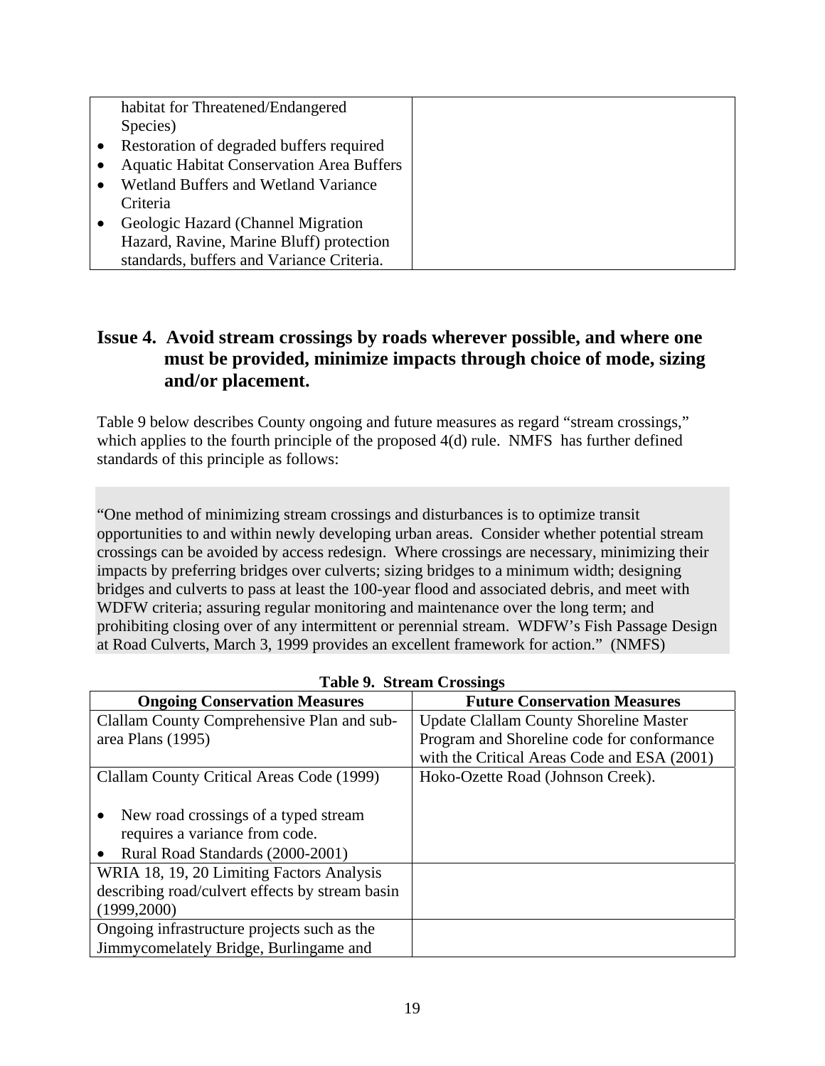| | |
|---|---|
| habitat for Threatened/Endangered Species)<br>• Restoration of degraded buffers required<br>• Aquatic Habitat Conservation Area Buffers<br>• Wetland Buffers and Wetland Variance Criteria<br>• Geologic Hazard (Channel Migration Hazard, Ravine, Marine Bluff) protection standards, buffers and Variance Criteria. | |

## Issue 4. Avoid stream crossings by roads wherever possible, and where one must be provided, minimize impacts through choice of mode, sizing and/or placement.

Table 9 below describes County ongoing and future measures as regard "stream crossings," which applies to the fourth principle of the proposed 4(d) rule. NMFS has further defined standards of this principle as follows:

"One method of minimizing stream crossings and disturbances is to optimize transit opportunities to and within newly developing urban areas. Consider whether potential stream crossings can be avoided by access redesign. Where crossings are necessary, minimizing their impacts by preferring bridges over culverts; sizing bridges to a minimum width; designing bridges and culverts to pass at least the 100-year flood and associated debris, and meet with WDFW criteria; assuring regular monitoring and maintenance over the long term; and prohibiting closing over of any intermittent or perennial stream. WDFW's Fish Passage Design at Road Culverts, March 3, 1999 provides an excellent framework for action." (NMFS)

**Table 9. Stream Crossings**

| Ongoing Conservation Measures | Future Conservation Measures |
|---|---|
| Clallam County Comprehensive Plan and sub-area Plans (1995) | Update Clallam County Shoreline Master Program and Shoreline code for conformance with the Critical Areas Code and ESA (2001) |
| Clallam County Critical Areas Code (1999)<br>• New road crossings of a typed stream requires a variance from code.<br>• Rural Road Standards (2000-2001) | Hoko-Ozette Road (Johnson Creek). |
| WRIA 18, 19, 20 Limiting Factors Analysis describing road/culvert effects by stream basin (1999,2000) | |
| Ongoing infrastructure projects such as the Jimmycomelately Bridge, Burlingame and | |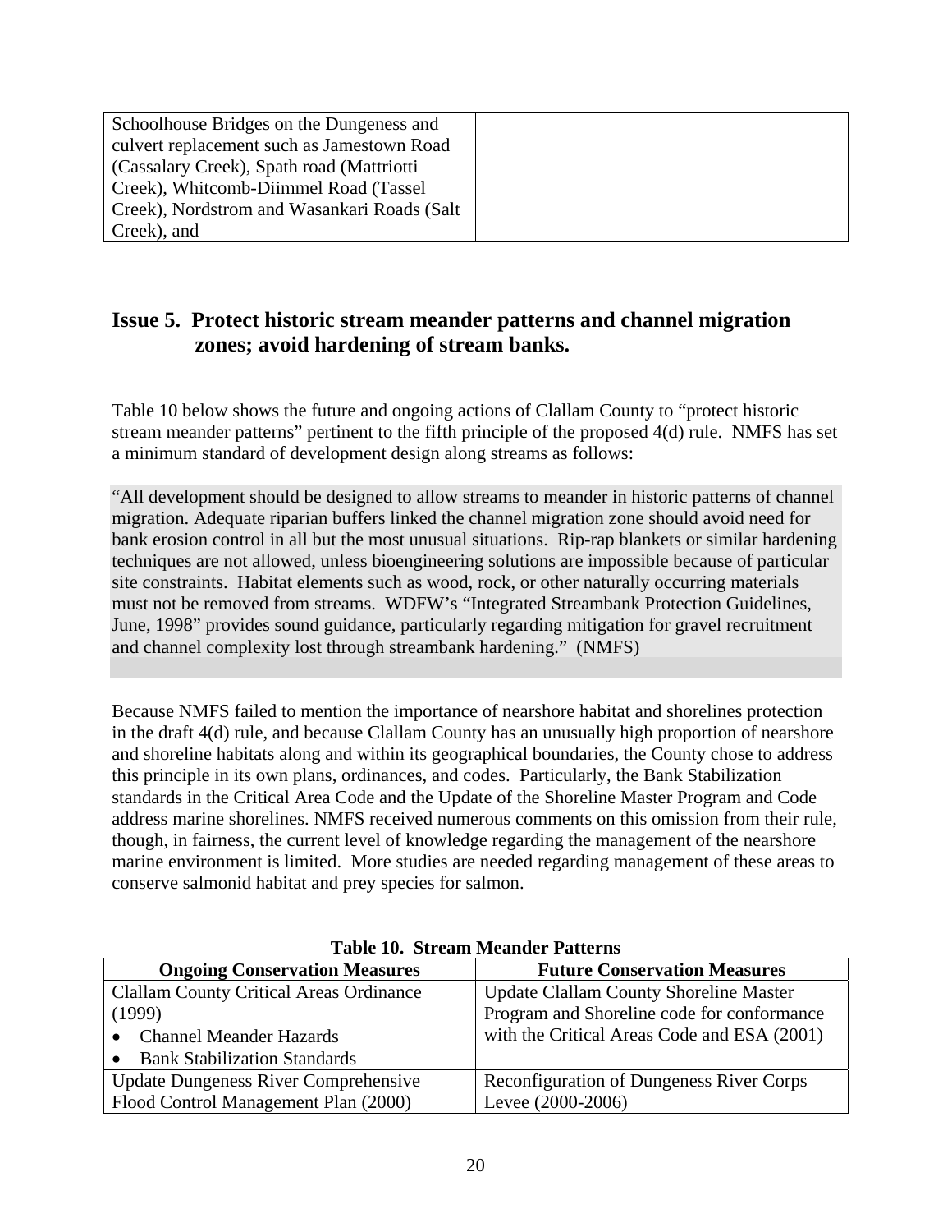| Schoolhouse Bridges on the Dungeness and culvert replacement such as Jamestown Road (Cassalary Creek), Spath road (Mattriotti Creek), Whitcomb-Diimmel Road (Tassel Creek), Nordstrom and Wasankari Roads (Salt Creek), and | |
|---|---|

## Issue 5. Protect historic stream meander patterns and channel migration zones; avoid hardening of stream banks.

Table 10 below shows the future and ongoing actions of Clallam County to "protect historic stream meander patterns" pertinent to the fifth principle of the proposed 4(d) rule. NMFS has set a minimum standard of development design along streams as follows:

"All development should be designed to allow streams to meander in historic patterns of channel migration. Adequate riparian buffers linked the channel migration zone should avoid need for bank erosion control in all but the most unusual situations. Rip-rap blankets or similar hardening techniques are not allowed, unless bioengineering solutions are impossible because of particular site constraints. Habitat elements such as wood, rock, or other naturally occurring materials must not be removed from streams. WDFW's "Integrated Streambank Protection Guidelines, June, 1998" provides sound guidance, particularly regarding mitigation for gravel recruitment and channel complexity lost through streambank hardening." (NMFS)

Because NMFS failed to mention the importance of nearshore habitat and shorelines protection in the draft 4(d) rule, and because Clallam County has an unusually high proportion of nearshore and shoreline habitats along and within its geographical boundaries, the County chose to address this principle in its own plans, ordinances, and codes. Particularly, the Bank Stabilization standards in the Critical Area Code and the Update of the Shoreline Master Program and Code address marine shorelines. NMFS received numerous comments on this omission from their rule, though, in fairness, the current level of knowledge regarding the management of the nearshore marine environment is limited. More studies are needed regarding management of these areas to conserve salmonid habitat and prey species for salmon.

**Table 10. Stream Meander Patterns**

| Ongoing Conservation Measures | Future Conservation Measures |
|---|---|
| Clallam County Critical Areas Ordinance (1999)<br>• Channel Meander Hazards<br>• Bank Stabilization Standards | Update Clallam County Shoreline Master Program and Shoreline code for conformance with the Critical Areas Code and ESA (2001) |
| Update Dungeness River Comprehensive Flood Control Management Plan (2000) | Reconfiguration of Dungeness River Corps Levee (2000-2006) |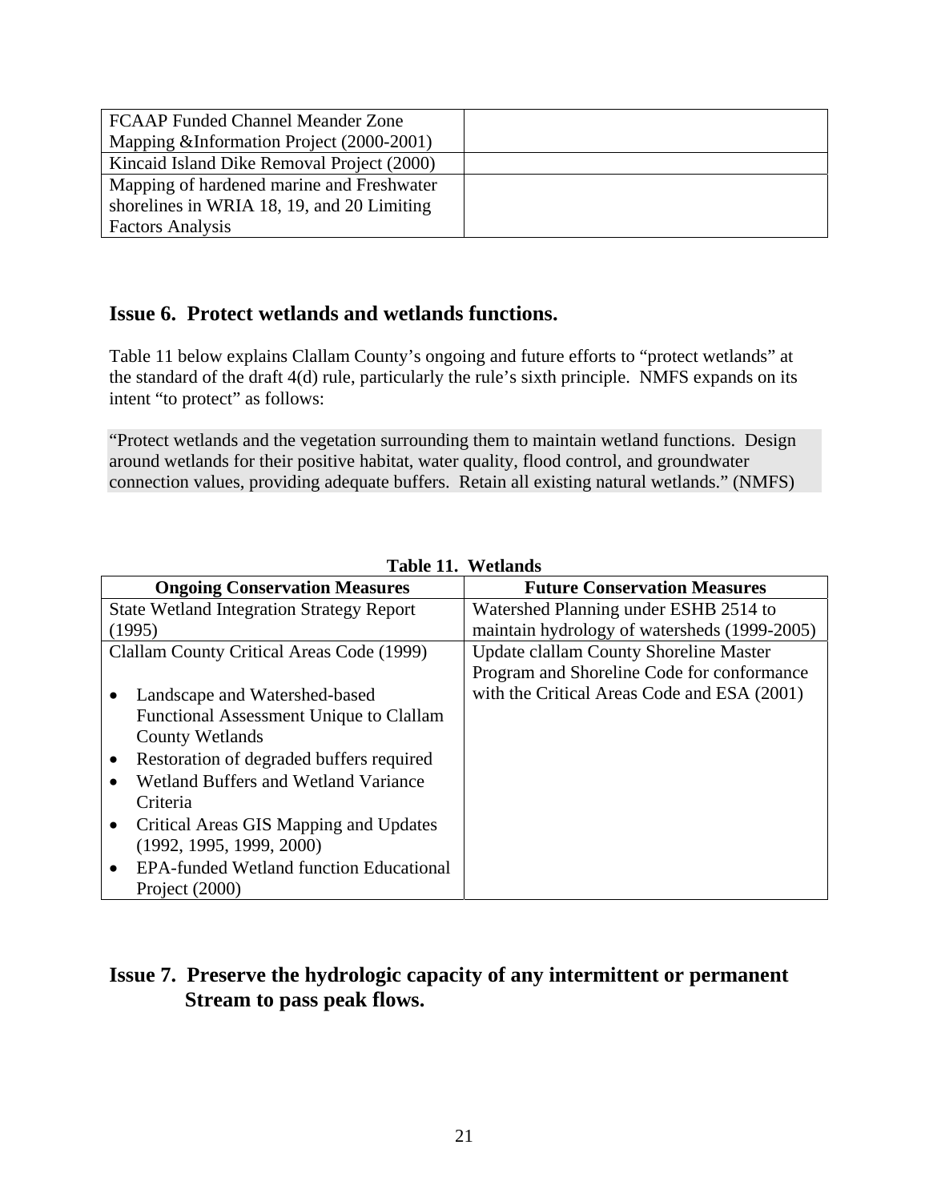| | |
|---|---|
| FCAAP Funded Channel Meander Zone Mapping &Information Project (2000-2001) | |
| Kincaid Island Dike Removal Project (2000) | |
| Mapping of hardened marine and Freshwater shorelines in WRIA 18, 19, and 20 Limiting Factors Analysis | |

## Issue 6. Protect wetlands and wetlands functions.

Table 11 below explains Clallam County's ongoing and future efforts to "protect wetlands" at the standard of the draft 4(d) rule, particularly the rule's sixth principle. NMFS expands on its intent "to protect" as follows:

"Protect wetlands and the vegetation surrounding them to maintain wetland functions. Design around wetlands for their positive habitat, water quality, flood control, and groundwater connection values, providing adequate buffers. Retain all existing natural wetlands." (NMFS)

**Table 11. Wetlands**

| Ongoing Conservation Measures | Future Conservation Measures |
|---|---|
| State Wetland Integration Strategy Report (1995) | Watershed Planning under ESHB 2514 to maintain hydrology of watersheds (1999-2005) |
| Clallam County Critical Areas Code (1999)<br>• Landscape and Watershed-based Functional Assessment Unique to Clallam County Wetlands<br>• Restoration of degraded buffers required<br>• Wetland Buffers and Wetland Variance Criteria<br>• Critical Areas GIS Mapping and Updates (1992, 1995, 1999, 2000)<br>• EPA-funded Wetland function Educational Project (2000) | Update clallam County Shoreline Master Program and Shoreline Code for conformance with the Critical Areas Code and ESA (2001) |

## Issue 7. Preserve the hydrologic capacity of any intermittent or permanent Stream to pass peak flows.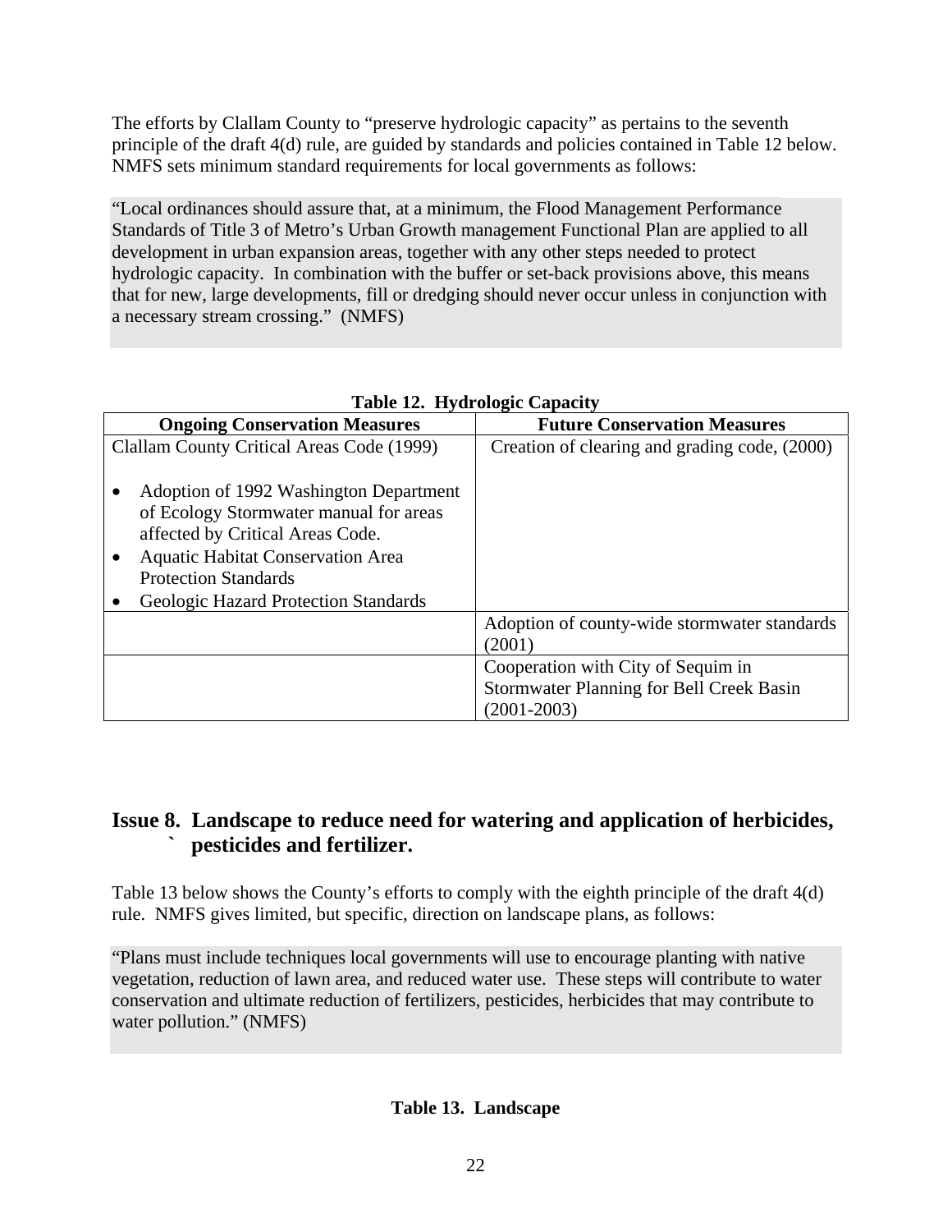The efforts by Clallam County to "preserve hydrologic capacity" as pertains to the seventh principle of the draft 4(d) rule, are guided by standards and policies contained in Table 12 below. NMFS sets minimum standard requirements for local governments as follows:

> "Local ordinances should assure that, at a minimum, the Flood Management Performance Standards of Title 3 of Metro's Urban Growth management Functional Plan are applied to all development in urban expansion areas, together with any other steps needed to protect hydrologic capacity. In combination with the buffer or set-back provisions above, this means that for new, large developments, fill or dredging should never occur unless in conjunction with a necessary stream crossing." (NMFS)

**Table 12. Hydrologic Capacity**

| Ongoing Conservation Measures | Future Conservation Measures |
|---|---|
| Clallam County Critical Areas Code (1999)<br><br>• Adoption of 1992 Washington Department of Ecology Stormwater manual for areas affected by Critical Areas Code.<br>• Aquatic Habitat Conservation Area Protection Standards<br>• Geologic Hazard Protection Standards | Creation of clearing and grading code, (2000) |
| | Adoption of county-wide stormwater standards (2001) |
| | Cooperation with City of Sequim in Stormwater Planning for Bell Creek Basin (2001-2003) |

## Issue 8. Landscape to reduce need for watering and application of herbicides, ` pesticides and fertilizer.

Table 13 below shows the County's efforts to comply with the eighth principle of the draft 4(d) rule. NMFS gives limited, but specific, direction on landscape plans, as follows:

> "Plans must include techniques local governments will use to encourage planting with native vegetation, reduction of lawn area, and reduced water use. These steps will contribute to water conservation and ultimate reduction of fertilizers, pesticides, herbicides that may contribute to water pollution." (NMFS)

**Table 13. Landscape**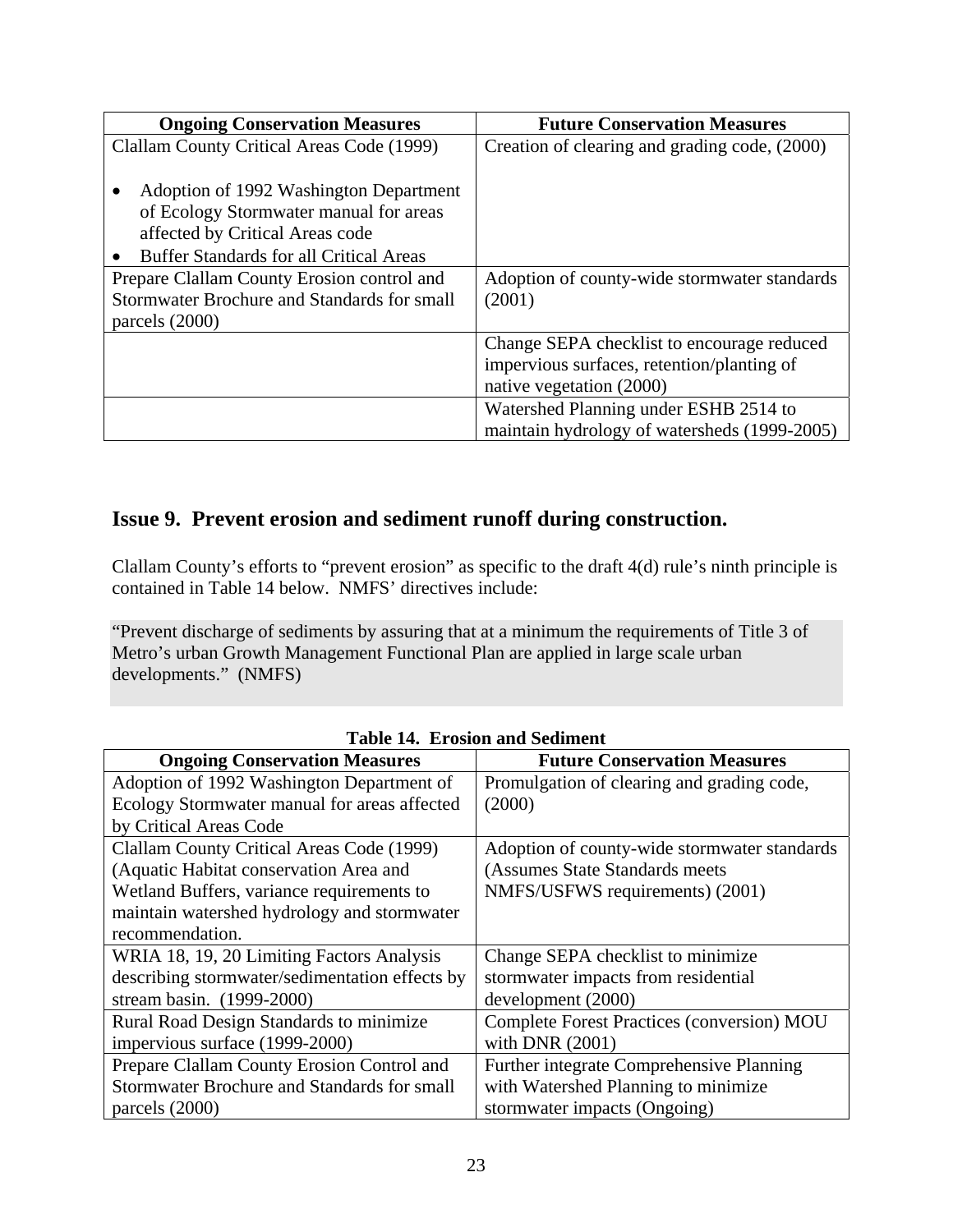| Ongoing Conservation Measures | Future Conservation Measures |
|---|---|
| Clallam County Critical Areas Code (1999)<br><br>• Adoption of 1992 Washington Department of Ecology Stormwater manual for areas affected by Critical Areas code<br>• Buffer Standards for all Critical Areas | Creation of clearing and grading code, (2000) |
| Prepare Clallam County Erosion control and Stormwater Brochure and Standards for small parcels (2000) | Adoption of county-wide stormwater standards (2001) |
| | Change SEPA checklist to encourage reduced impervious surfaces, retention/planting of native vegetation (2000) |
| | Watershed Planning under ESHB 2514 to maintain hydrology of watersheds (1999-2005) |

## Issue 9. Prevent erosion and sediment runoff during construction.

Clallam County's efforts to "prevent erosion" as specific to the draft 4(d) rule's ninth principle is contained in Table 14 below. NMFS' directives include:

> "Prevent discharge of sediments by assuring that at a minimum the requirements of Title 3 of Metro's urban Growth Management Functional Plan are applied in large scale urban developments." (NMFS)

**Table 14. Erosion and Sediment**

| Ongoing Conservation Measures | Future Conservation Measures |
|---|---|
| Adoption of 1992 Washington Department of Ecology Stormwater manual for areas affected by Critical Areas Code | Promulgation of clearing and grading code, (2000) |
| Clallam County Critical Areas Code (1999) (Aquatic Habitat conservation Area and Wetland Buffers, variance requirements to maintain watershed hydrology and stormwater recommendation. | Adoption of county-wide stormwater standards (Assumes State Standards meets NMFS/USFWS requirements) (2001) |
| WRIA 18, 19, 20 Limiting Factors Analysis describing stormwater/sedimentation effects by stream basin. (1999-2000) | Change SEPA checklist to minimize stormwater impacts from residential development (2000) |
| Rural Road Design Standards to minimize impervious surface (1999-2000) | Complete Forest Practices (conversion) MOU with DNR (2001) |
| Prepare Clallam County Erosion Control and Stormwater Brochure and Standards for small parcels (2000) | Further integrate Comprehensive Planning with Watershed Planning to minimize stormwater impacts (Ongoing) |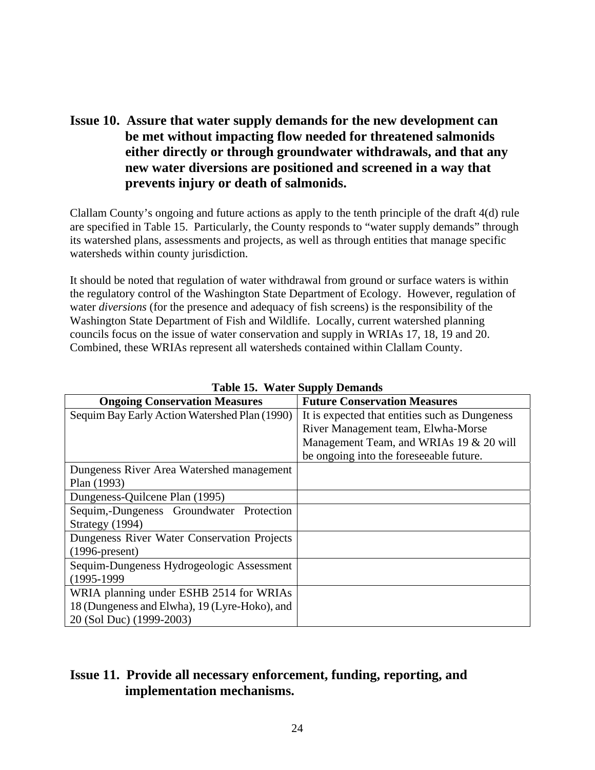## Issue 10. Assure that water supply demands for the new development can be met without impacting flow needed for threatened salmonids either directly or through groundwater withdrawals, and that any new water diversions are positioned and screened in a way that prevents injury or death of salmonids.

Clallam County's ongoing and future actions as apply to the tenth principle of the draft 4(d) rule are specified in Table 15. Particularly, the County responds to "water supply demands" through its watershed plans, assessments and projects, as well as through entities that manage specific watersheds within county jurisdiction.

It should be noted that regulation of water withdrawal from ground or surface waters is within the regulatory control of the Washington State Department of Ecology. However, regulation of water *diversions* (for the presence and adequacy of fish screens) is the responsibility of the Washington State Department of Fish and Wildlife. Locally, current watershed planning councils focus on the issue of water conservation and supply in WRIAs 17, 18, 19 and 20. Combined, these WRIAs represent all watersheds contained within Clallam County.

**Table 15. Water Supply Demands**

| Ongoing Conservation Measures | Future Conservation Measures |
| --- | --- |
| Sequim Bay Early Action Watershed Plan (1990) | It is expected that entities such as Dungeness River Management team, Elwha-Morse Management Team, and WRIAs 19 & 20 will be ongoing into the foreseeable future. |
| Dungeness River Area Watershed management Plan (1993) | |
| Dungeness-Quilcene Plan (1995) | |
| Sequim,-Dungeness Groundwater Protection Strategy (1994) | |
| Dungeness River Water Conservation Projects (1996-present) | |
| Sequim-Dungeness Hydrogeologic Assessment (1995-1999 | |
| WRIA planning under ESHB 2514 for WRIAs 18 (Dungeness and Elwha), 19 (Lyre-Hoko), and 20 (Sol Duc) (1999-2003) | |

## Issue 11. Provide all necessary enforcement, funding, reporting, and implementation mechanisms.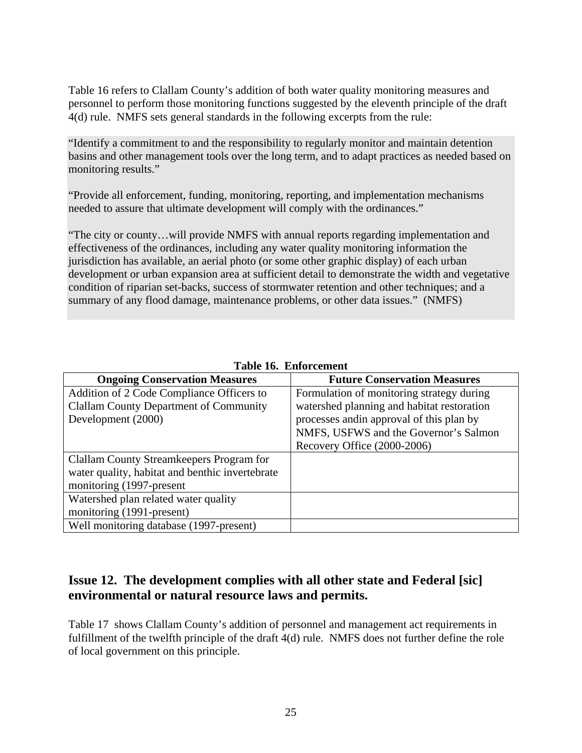Table 16 refers to Clallam County's addition of both water quality monitoring measures and personnel to perform those monitoring functions suggested by the eleventh principle of the draft 4(d) rule. NMFS sets general standards in the following excerpts from the rule:

> "Identify a commitment to and the responsibility to regularly monitor and maintain detention basins and other management tools over the long term, and to adapt practices as needed based on monitoring results."
>
> "Provide all enforcement, funding, monitoring, reporting, and implementation mechanisms needed to assure that ultimate development will comply with the ordinances."
>
> "The city or county…will provide NMFS with annual reports regarding implementation and effectiveness of the ordinances, including any water quality monitoring information the jurisdiction has available, an aerial photo (or some other graphic display) of each urban development or urban expansion area at sufficient detail to demonstrate the width and vegetative condition of riparian set-backs, success of stormwater retention and other techniques; and a summary of any flood damage, maintenance problems, or other data issues." (NMFS)

**Table 16. Enforcement**

| Ongoing Conservation Measures | Future Conservation Measures |
| --- | --- |
| Addition of 2 Code Compliance Officers to Clallam County Department of Community Development (2000) | Formulation of monitoring strategy during watershed planning and habitat restoration processes andin approval of this plan by NMFS, USFWS and the Governor's Salmon Recovery Office (2000-2006) |
| Clallam County Streamkeepers Program for water quality, habitat and benthic invertebrate monitoring (1997-present | |
| Watershed plan related water quality monitoring (1991-present) | |
| Well monitoring database (1997-present) | |

## Issue 12. The development complies with all other state and Federal [sic] environmental or natural resource laws and permits.

Table 17 shows Clallam County's addition of personnel and management act requirements in fulfillment of the twelfth principle of the draft 4(d) rule. NMFS does not further define the role of local government on this principle.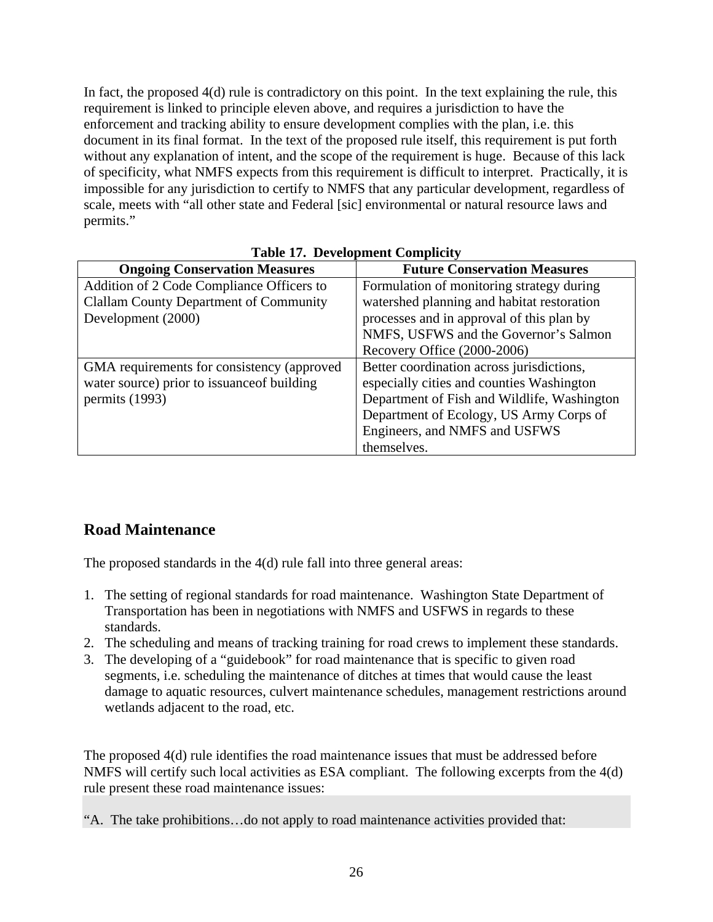In fact, the proposed 4(d) rule is contradictory on this point. In the text explaining the rule, this requirement is linked to principle eleven above, and requires a jurisdiction to have the enforcement and tracking ability to ensure development complies with the plan, i.e. this document in its final format. In the text of the proposed rule itself, this requirement is put forth without any explanation of intent, and the scope of the requirement is huge. Because of this lack of specificity, what NMFS expects from this requirement is difficult to interpret. Practically, it is impossible for any jurisdiction to certify to NMFS that any particular development, regardless of scale, meets with "all other state and Federal [sic] environmental or natural resource laws and permits."

**Table 17. Development Complicity**

| Ongoing Conservation Measures | Future Conservation Measures |
|---|---|
| Addition of 2 Code Compliance Officers to Clallam County Department of Community Development (2000) | Formulation of monitoring strategy during watershed planning and habitat restoration processes and in approval of this plan by NMFS, USFWS and the Governor's Salmon Recovery Office (2000-2006) |
| GMA requirements for consistency (approved water source) prior to issuanceof building permits (1993) | Better coordination across jurisdictions, especially cities and counties Washington Department of Fish and Wildlife, Washington Department of Ecology, US Army Corps of Engineers, and NMFS and USFWS themselves. |

## Road Maintenance

The proposed standards in the 4(d) rule fall into three general areas:

1. The setting of regional standards for road maintenance. Washington State Department of Transportation has been in negotiations with NMFS and USFWS in regards to these standards.
2. The scheduling and means of tracking training for road crews to implement these standards.
3. The developing of a "guidebook" for road maintenance that is specific to given road segments, i.e. scheduling the maintenance of ditches at times that would cause the least damage to aquatic resources, culvert maintenance schedules, management restrictions around wetlands adjacent to the road, etc.

The proposed 4(d) rule identifies the road maintenance issues that must be addressed before NMFS will certify such local activities as ESA compliant. The following excerpts from the 4(d) rule present these road maintenance issues:

"A. The take prohibitions…do not apply to road maintenance activities provided that: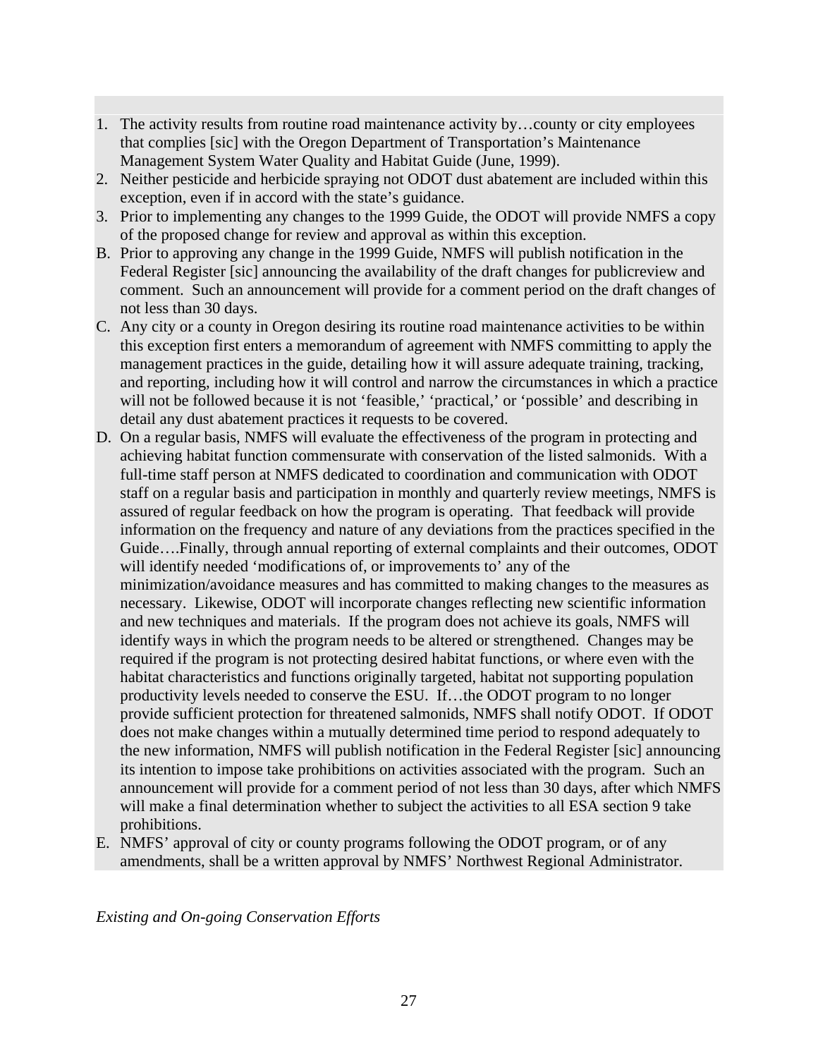1. The activity results from routine road maintenance activity by…county or city employees that complies [sic] with the Oregon Department of Transportation's Maintenance Management System Water Quality and Habitat Guide (June, 1999).
2. Neither pesticide and herbicide spraying not ODOT dust abatement are included within this exception, even if in accord with the state's guidance.
3. Prior to implementing any changes to the 1999 Guide, the ODOT will provide NMFS a copy of the proposed change for review and approval as within this exception.

B. Prior to approving any change in the 1999 Guide, NMFS will publish notification in the Federal Register [sic] announcing the availability of the draft changes for publicreview and comment. Such an announcement will provide for a comment period on the draft changes of not less than 30 days.

C. Any city or a county in Oregon desiring its routine road maintenance activities to be within this exception first enters a memorandum of agreement with NMFS committing to apply the management practices in the guide, detailing how it will assure adequate training, tracking, and reporting, including how it will control and narrow the circumstances in which a practice will not be followed because it is not 'feasible,' 'practical,' or 'possible' and describing in detail any dust abatement practices it requests to be covered.

D. On a regular basis, NMFS will evaluate the effectiveness of the program in protecting and achieving habitat function commensurate with conservation of the listed salmonids. With a full-time staff person at NMFS dedicated to coordination and communication with ODOT staff on a regular basis and participation in monthly and quarterly review meetings, NMFS is assured of regular feedback on how the program is operating. That feedback will provide information on the frequency and nature of any deviations from the practices specified in the Guide….Finally, through annual reporting of external complaints and their outcomes, ODOT will identify needed 'modifications of, or improvements to' any of the minimization/avoidance measures and has committed to making changes to the measures as necessary. Likewise, ODOT will incorporate changes reflecting new scientific information and new techniques and materials. If the program does not achieve its goals, NMFS will identify ways in which the program needs to be altered or strengthened. Changes may be required if the program is not protecting desired habitat functions, or where even with the habitat characteristics and functions originally targeted, habitat not supporting population productivity levels needed to conserve the ESU. If…the ODOT program to no longer provide sufficient protection for threatened salmonids, NMFS shall notify ODOT. If ODOT does not make changes within a mutually determined time period to respond adequately to the new information, NMFS will publish notification in the Federal Register [sic] announcing its intention to impose take prohibitions on activities associated with the program. Such an announcement will provide for a comment period of not less than 30 days, after which NMFS will make a final determination whether to subject the activities to all ESA section 9 take prohibitions.

E. NMFS' approval of city or county programs following the ODOT program, or of any amendments, shall be a written approval by NMFS' Northwest Regional Administrator.

*Existing and On-going Conservation Efforts*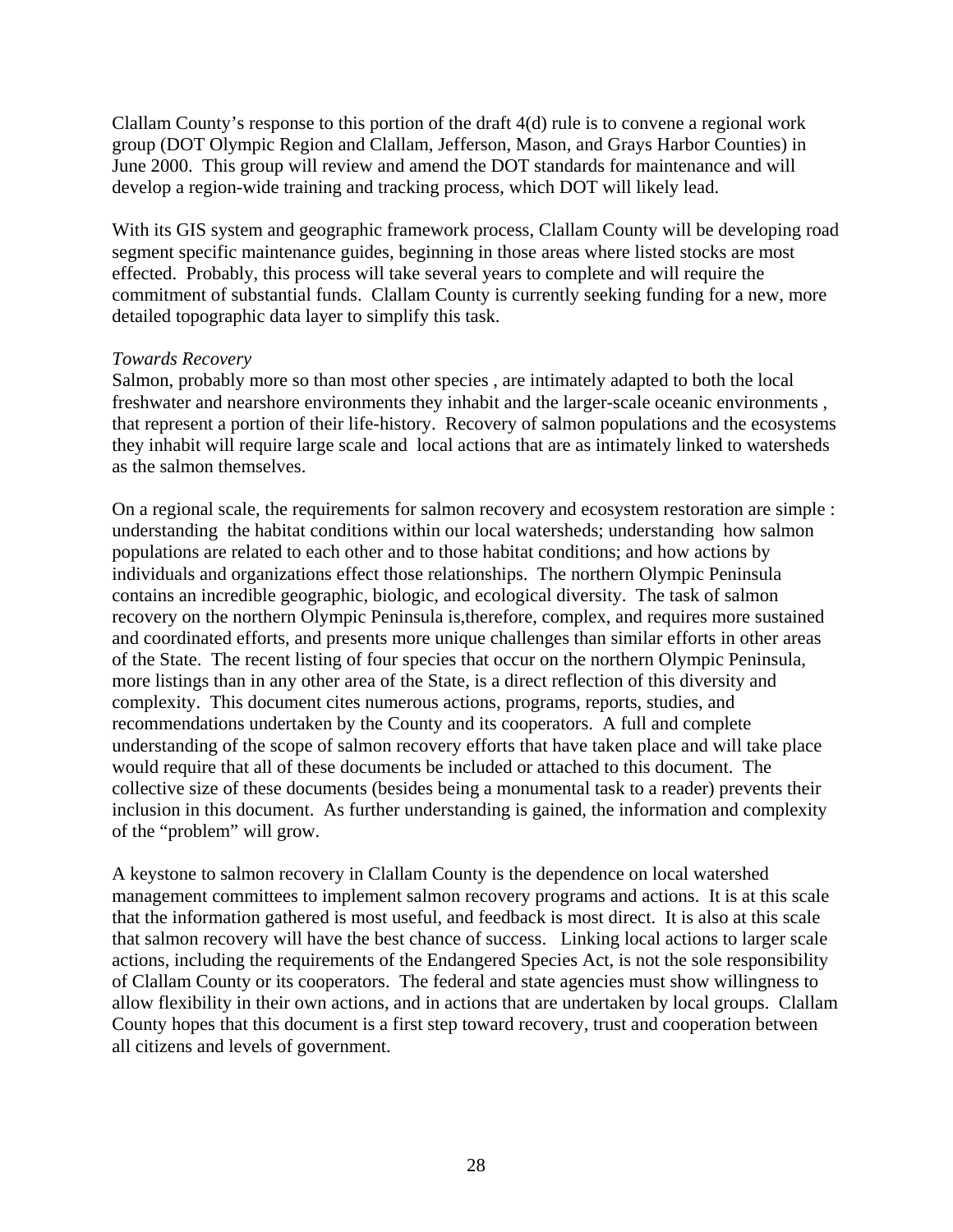Clallam County's response to this portion of the draft 4(d) rule is to convene a regional work group (DOT Olympic Region and Clallam, Jefferson, Mason, and Grays Harbor Counties) in June 2000. This group will review and amend the DOT standards for maintenance and will develop a region-wide training and tracking process, which DOT will likely lead.

With its GIS system and geographic framework process, Clallam County will be developing road segment specific maintenance guides, beginning in those areas where listed stocks are most effected. Probably, this process will take several years to complete and will require the commitment of substantial funds. Clallam County is currently seeking funding for a new, more detailed topographic data layer to simplify this task.

*Towards Recovery*

Salmon, probably more so than most other species , are intimately adapted to both the local freshwater and nearshore environments they inhabit and the larger-scale oceanic environments , that represent a portion of their life-history. Recovery of salmon populations and the ecosystems they inhabit will require large scale and local actions that are as intimately linked to watersheds as the salmon themselves.

On a regional scale, the requirements for salmon recovery and ecosystem restoration are simple : understanding the habitat conditions within our local watersheds; understanding how salmon populations are related to each other and to those habitat conditions; and how actions by individuals and organizations effect those relationships. The northern Olympic Peninsula contains an incredible geographic, biologic, and ecological diversity. The task of salmon recovery on the northern Olympic Peninsula is,therefore, complex, and requires more sustained and coordinated efforts, and presents more unique challenges than similar efforts in other areas of the State. The recent listing of four species that occur on the northern Olympic Peninsula, more listings than in any other area of the State, is a direct reflection of this diversity and complexity. This document cites numerous actions, programs, reports, studies, and recommendations undertaken by the County and its cooperators. A full and complete understanding of the scope of salmon recovery efforts that have taken place and will take place would require that all of these documents be included or attached to this document. The collective size of these documents (besides being a monumental task to a reader) prevents their inclusion in this document. As further understanding is gained, the information and complexity of the "problem" will grow.

A keystone to salmon recovery in Clallam County is the dependence on local watershed management committees to implement salmon recovery programs and actions. It is at this scale that the information gathered is most useful, and feedback is most direct. It is also at this scale that salmon recovery will have the best chance of success. Linking local actions to larger scale actions, including the requirements of the Endangered Species Act, is not the sole responsibility of Clallam County or its cooperators. The federal and state agencies must show willingness to allow flexibility in their own actions, and in actions that are undertaken by local groups. Clallam County hopes that this document is a first step toward recovery, trust and cooperation between all citizens and levels of government.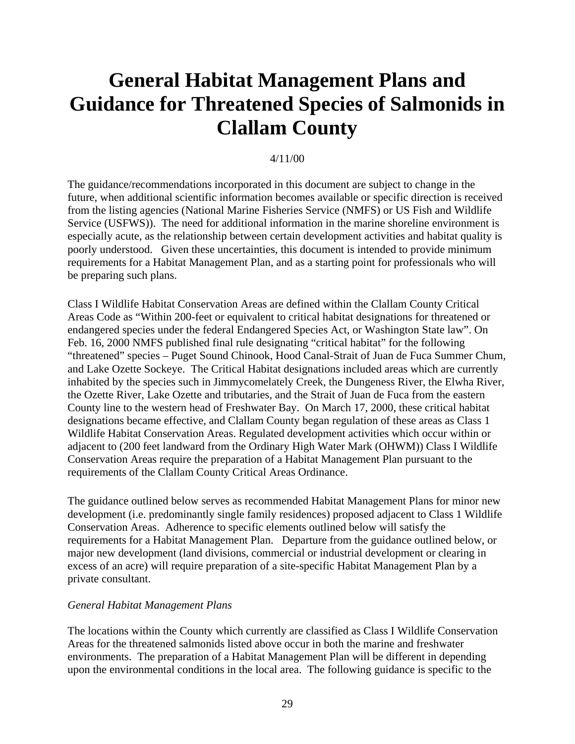# General Habitat Management Plans and Guidance for Threatened Species of Salmonids in Clallam County

4/11/00

The guidance/recommendations incorporated in this document are subject to change in the future, when additional scientific information becomes available or specific direction is received from the listing agencies (National Marine Fisheries Service (NMFS) or US Fish and Wildlife Service (USFWS)). The need for additional information in the marine shoreline environment is especially acute, as the relationship between certain development activities and habitat quality is poorly understood. Given these uncertainties, this document is intended to provide minimum requirements for a Habitat Management Plan, and as a starting point for professionals who will be preparing such plans.

Class I Wildlife Habitat Conservation Areas are defined within the Clallam County Critical Areas Code as "Within 200-feet or equivalent to critical habitat designations for threatened or endangered species under the federal Endangered Species Act, or Washington State law". On Feb. 16, 2000 NMFS published final rule designating "critical habitat" for the following "threatened" species – Puget Sound Chinook, Hood Canal-Strait of Juan de Fuca Summer Chum, and Lake Ozette Sockeye. The Critical Habitat designations included areas which are currently inhabited by the species such in Jimmycomelately Creek, the Dungeness River, the Elwha River, the Ozette River, Lake Ozette and tributaries, and the Strait of Juan de Fuca from the eastern County line to the western head of Freshwater Bay. On March 17, 2000, these critical habitat designations became effective, and Clallam County began regulation of these areas as Class 1 Wildlife Habitat Conservation Areas. Regulated development activities which occur within or adjacent to (200 feet landward from the Ordinary High Water Mark (OHWM)) Class I Wildlife Conservation Areas require the preparation of a Habitat Management Plan pursuant to the requirements of the Clallam County Critical Areas Ordinance.

The guidance outlined below serves as recommended Habitat Management Plans for minor new development (i.e. predominantly single family residences) proposed adjacent to Class 1 Wildlife Conservation Areas. Adherence to specific elements outlined below will satisfy the requirements for a Habitat Management Plan. Departure from the guidance outlined below, or major new development (land divisions, commercial or industrial development or clearing in excess of an acre) will require preparation of a site-specific Habitat Management Plan by a private consultant.

*General Habitat Management Plans*

The locations within the County which currently are classified as Class I Wildlife Conservation Areas for the threatened salmonids listed above occur in both the marine and freshwater environments. The preparation of a Habitat Management Plan will be different in depending upon the environmental conditions in the local area. The following guidance is specific to the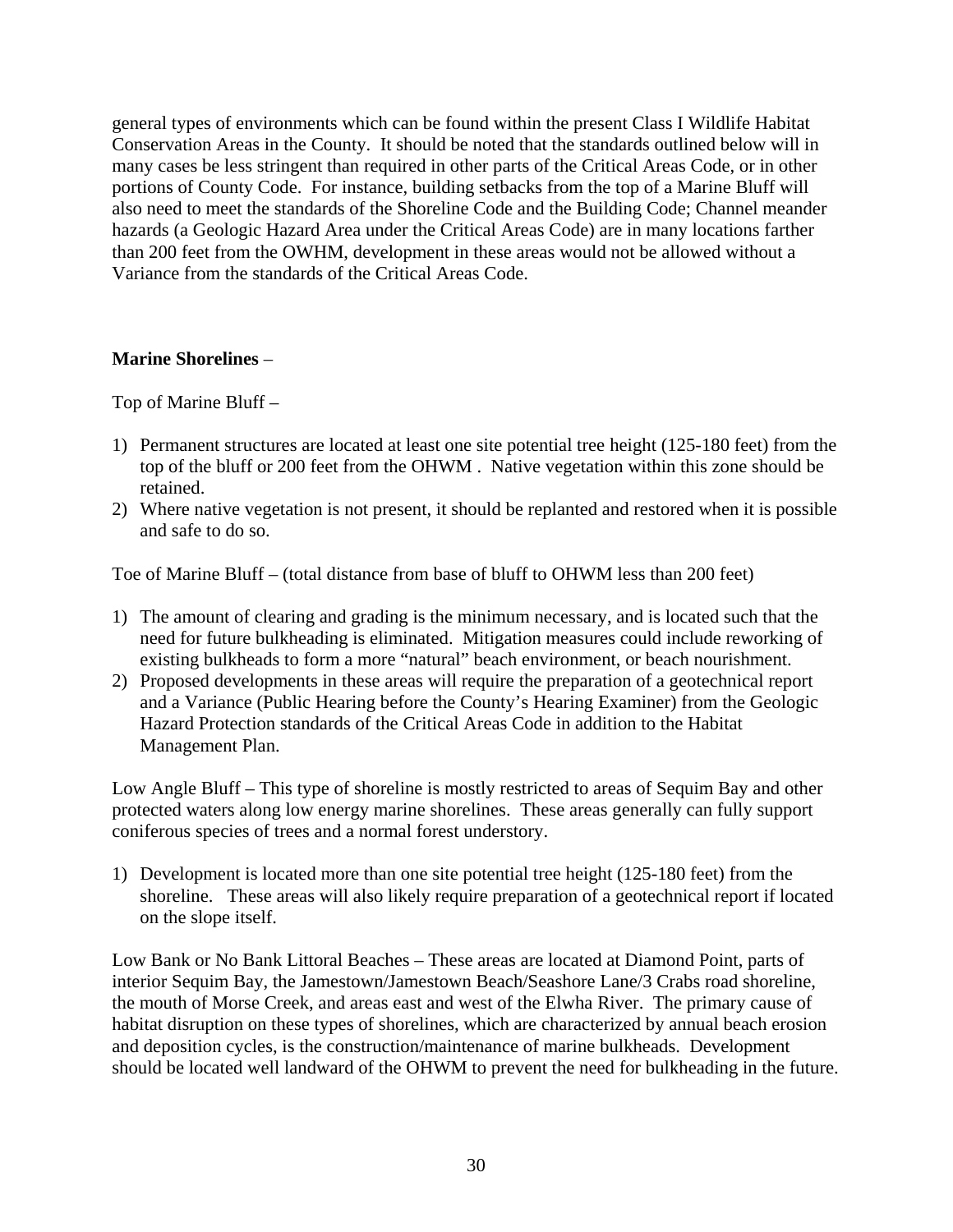general types of environments which can be found within the present Class I Wildlife Habitat Conservation Areas in the County. It should be noted that the standards outlined below will in many cases be less stringent than required in other parts of the Critical Areas Code, or in other portions of County Code. For instance, building setbacks from the top of a Marine Bluff will also need to meet the standards of the Shoreline Code and the Building Code; Channel meander hazards (a Geologic Hazard Area under the Critical Areas Code) are in many locations farther than 200 feet from the OWHM, development in these areas would not be allowed without a Variance from the standards of the Critical Areas Code.

**Marine Shorelines** –

Top of Marine Bluff –

1) Permanent structures are located at least one site potential tree height (125-180 feet) from the top of the bluff or 200 feet from the OHWM . Native vegetation within this zone should be retained.
2) Where native vegetation is not present, it should be replanted and restored when it is possible and safe to do so.

Toe of Marine Bluff – (total distance from base of bluff to OHWM less than 200 feet)

1) The amount of clearing and grading is the minimum necessary, and is located such that the need for future bulkheading is eliminated. Mitigation measures could include reworking of existing bulkheads to form a more "natural" beach environment, or beach nourishment.
2) Proposed developments in these areas will require the preparation of a geotechnical report and a Variance (Public Hearing before the County's Hearing Examiner) from the Geologic Hazard Protection standards of the Critical Areas Code in addition to the Habitat Management Plan.

Low Angle Bluff – This type of shoreline is mostly restricted to areas of Sequim Bay and other protected waters along low energy marine shorelines. These areas generally can fully support coniferous species of trees and a normal forest understory.

1) Development is located more than one site potential tree height (125-180 feet) from the shoreline. These areas will also likely require preparation of a geotechnical report if located on the slope itself.

Low Bank or No Bank Littoral Beaches – These areas are located at Diamond Point, parts of interior Sequim Bay, the Jamestown/Jamestown Beach/Seashore Lane/3 Crabs road shoreline, the mouth of Morse Creek, and areas east and west of the Elwha River. The primary cause of habitat disruption on these types of shorelines, which are characterized by annual beach erosion and deposition cycles, is the construction/maintenance of marine bulkheads. Development should be located well landward of the OHWM to prevent the need for bulkheading in the future.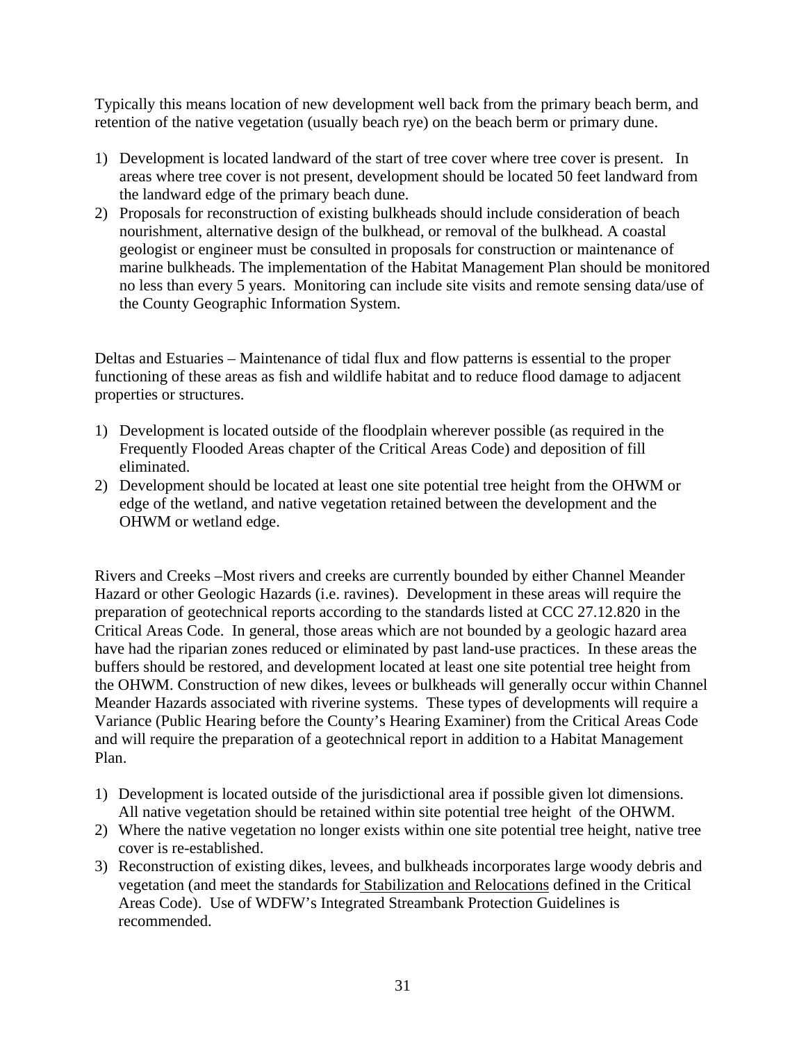Typically this means location of new development well back from the primary beach berm, and retention of the native vegetation (usually beach rye) on the beach berm or primary dune.

1) Development is located landward of the start of tree cover where tree cover is present. In areas where tree cover is not present, development should be located 50 feet landward from the landward edge of the primary beach dune.
2) Proposals for reconstruction of existing bulkheads should include consideration of beach nourishment, alternative design of the bulkhead, or removal of the bulkhead. A coastal geologist or engineer must be consulted in proposals for construction or maintenance of marine bulkheads. The implementation of the Habitat Management Plan should be monitored no less than every 5 years. Monitoring can include site visits and remote sensing data/use of the County Geographic Information System.

Deltas and Estuaries – Maintenance of tidal flux and flow patterns is essential to the proper functioning of these areas as fish and wildlife habitat and to reduce flood damage to adjacent properties or structures.

1) Development is located outside of the floodplain wherever possible (as required in the Frequently Flooded Areas chapter of the Critical Areas Code) and deposition of fill eliminated.
2) Development should be located at least one site potential tree height from the OHWM or edge of the wetland, and native vegetation retained between the development and the OHWM or wetland edge.

Rivers and Creeks –Most rivers and creeks are currently bounded by either Channel Meander Hazard or other Geologic Hazards (i.e. ravines). Development in these areas will require the preparation of geotechnical reports according to the standards listed at CCC 27.12.820 in the Critical Areas Code. In general, those areas which are not bounded by a geologic hazard area have had the riparian zones reduced or eliminated by past land-use practices. In these areas the buffers should be restored, and development located at least one site potential tree height from the OHWM. Construction of new dikes, levees or bulkheads will generally occur within Channel Meander Hazards associated with riverine systems. These types of developments will require a Variance (Public Hearing before the County's Hearing Examiner) from the Critical Areas Code and will require the preparation of a geotechnical report in addition to a Habitat Management Plan.

1) Development is located outside of the jurisdictional area if possible given lot dimensions. All native vegetation should be retained within site potential tree height of the OHWM.
2) Where the native vegetation no longer exists within one site potential tree height, native tree cover is re-established.
3) Reconstruction of existing dikes, levees, and bulkheads incorporates large woody debris and vegetation (and meet the standards for Stabilization and Relocations defined in the Critical Areas Code). Use of WDFW's Integrated Streambank Protection Guidelines is recommended.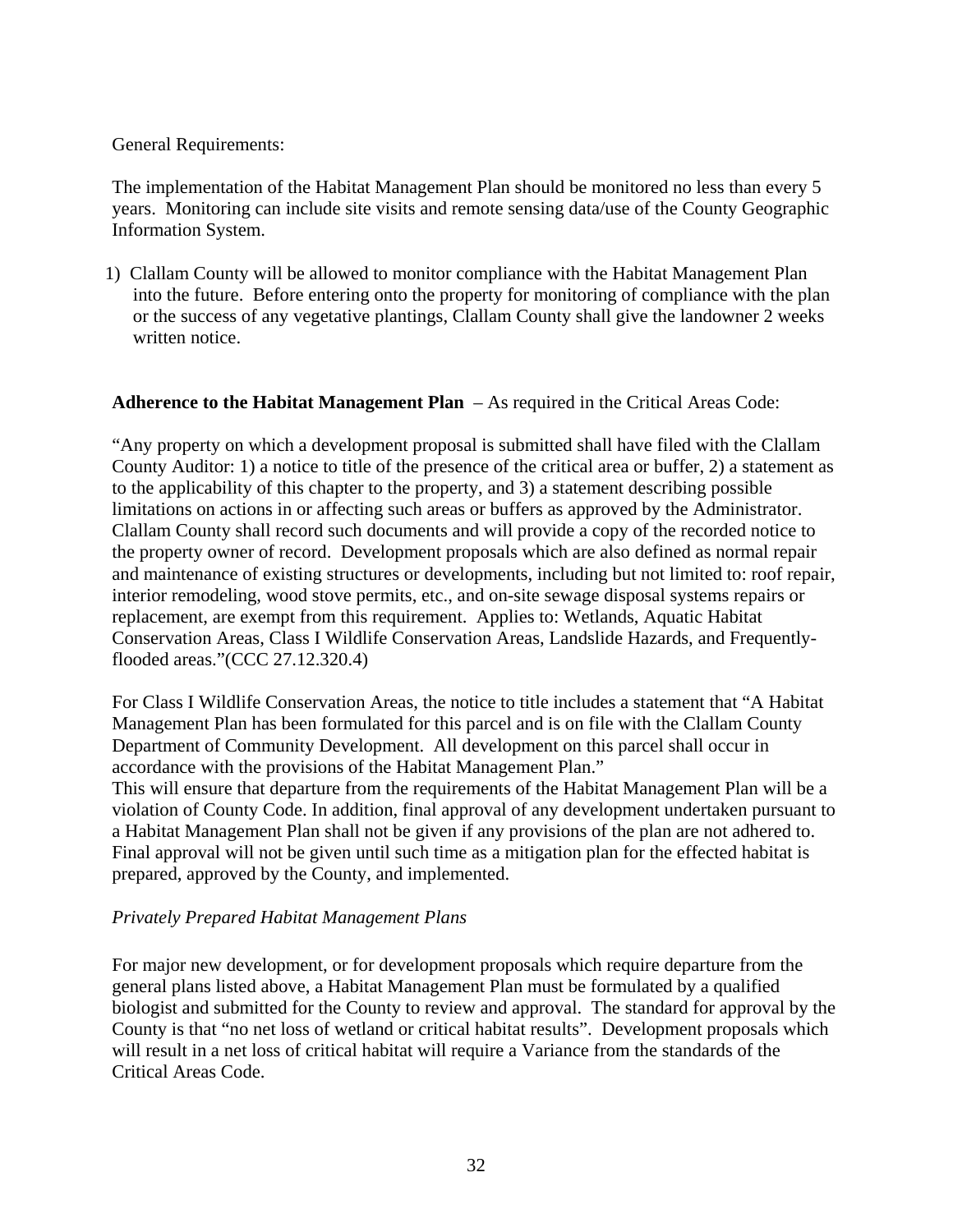General Requirements:

The implementation of the Habitat Management Plan should be monitored no less than every 5 years. Monitoring can include site visits and remote sensing data/use of the County Geographic Information System.

1) Clallam County will be allowed to monitor compliance with the Habitat Management Plan into the future. Before entering onto the property for monitoring of compliance with the plan or the success of any vegetative plantings, Clallam County shall give the landowner 2 weeks written notice.

**Adherence to the Habitat Management Plan** – As required in the Critical Areas Code:

"Any property on which a development proposal is submitted shall have filed with the Clallam County Auditor: 1) a notice to title of the presence of the critical area or buffer, 2) a statement as to the applicability of this chapter to the property, and 3) a statement describing possible limitations on actions in or affecting such areas or buffers as approved by the Administrator. Clallam County shall record such documents and will provide a copy of the recorded notice to the property owner of record. Development proposals which are also defined as normal repair and maintenance of existing structures or developments, including but not limited to: roof repair, interior remodeling, wood stove permits, etc., and on-site sewage disposal systems repairs or replacement, are exempt from this requirement. Applies to: Wetlands, Aquatic Habitat Conservation Areas, Class I Wildlife Conservation Areas, Landslide Hazards, and Frequently-flooded areas."(CCC 27.12.320.4)

For Class I Wildlife Conservation Areas, the notice to title includes a statement that "A Habitat Management Plan has been formulated for this parcel and is on file with the Clallam County Department of Community Development. All development on this parcel shall occur in accordance with the provisions of the Habitat Management Plan."
This will ensure that departure from the requirements of the Habitat Management Plan will be a violation of County Code. In addition, final approval of any development undertaken pursuant to a Habitat Management Plan shall not be given if any provisions of the plan are not adhered to. Final approval will not be given until such time as a mitigation plan for the effected habitat is prepared, approved by the County, and implemented.

*Privately Prepared Habitat Management Plans*

For major new development, or for development proposals which require departure from the general plans listed above, a Habitat Management Plan must be formulated by a qualified biologist and submitted for the County to review and approval. The standard for approval by the County is that "no net loss of wetland or critical habitat results". Development proposals which will result in a net loss of critical habitat will require a Variance from the standards of the Critical Areas Code.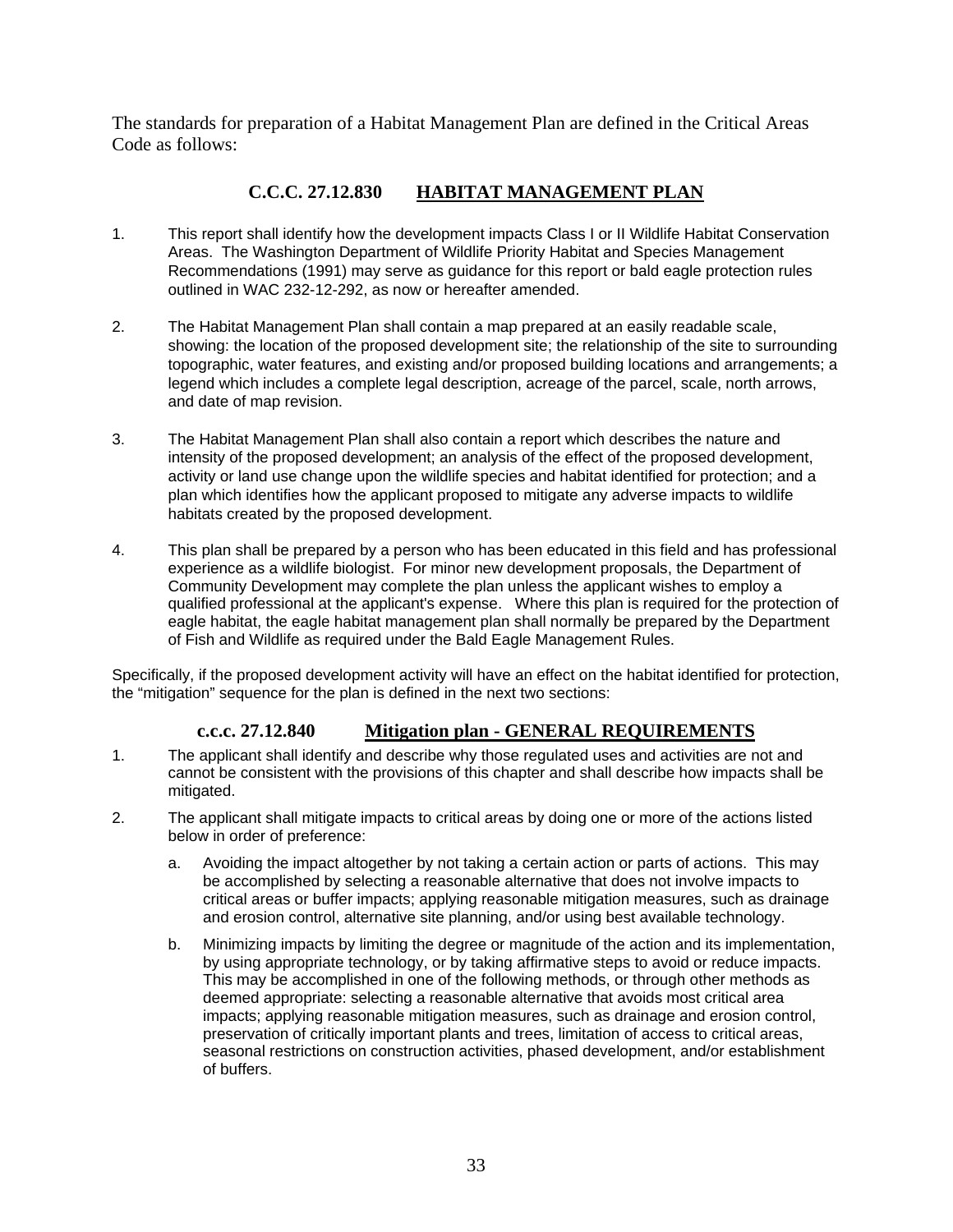The standards for preparation of a Habitat Management Plan are defined in the Critical Areas Code as follows:

## C.C.C. 27.12.830 HABITAT MANAGEMENT PLAN

1. This report shall identify how the development impacts Class I or II Wildlife Habitat Conservation Areas. The Washington Department of Wildlife Priority Habitat and Species Management Recommendations (1991) may serve as guidance for this report or bald eagle protection rules outlined in WAC 232-12-292, as now or hereafter amended.

2. The Habitat Management Plan shall contain a map prepared at an easily readable scale, showing: the location of the proposed development site; the relationship of the site to surrounding topographic, water features, and existing and/or proposed building locations and arrangements; a legend which includes a complete legal description, acreage of the parcel, scale, north arrows, and date of map revision.

3. The Habitat Management Plan shall also contain a report which describes the nature and intensity of the proposed development; an analysis of the effect of the proposed development, activity or land use change upon the wildlife species and habitat identified for protection; and a plan which identifies how the applicant proposed to mitigate any adverse impacts to wildlife habitats created by the proposed development.

4. This plan shall be prepared by a person who has been educated in this field and has professional experience as a wildlife biologist. For minor new development proposals, the Department of Community Development may complete the plan unless the applicant wishes to employ a qualified professional at the applicant's expense. Where this plan is required for the protection of eagle habitat, the eagle habitat management plan shall normally be prepared by the Department of Fish and Wildlife as required under the Bald Eagle Management Rules.

Specifically, if the proposed development activity will have an effect on the habitat identified for protection, the "mitigation" sequence for the plan is defined in the next two sections:

## c.c.c. 27.12.840 Mitigation plan - GENERAL REQUIREMENTS

1. The applicant shall identify and describe why those regulated uses and activities are not and cannot be consistent with the provisions of this chapter and shall describe how impacts shall be mitigated.

2. The applicant shall mitigate impacts to critical areas by doing one or more of the actions listed below in order of preference:

   a. Avoiding the impact altogether by not taking a certain action or parts of actions. This may be accomplished by selecting a reasonable alternative that does not involve impacts to critical areas or buffer impacts; applying reasonable mitigation measures, such as drainage and erosion control, alternative site planning, and/or using best available technology.

   b. Minimizing impacts by limiting the degree or magnitude of the action and its implementation, by using appropriate technology, or by taking affirmative steps to avoid or reduce impacts. This may be accomplished in one of the following methods, or through other methods as deemed appropriate: selecting a reasonable alternative that avoids most critical area impacts; applying reasonable mitigation measures, such as drainage and erosion control, preservation of critically important plants and trees, limitation of access to critical areas, seasonal restrictions on construction activities, phased development, and/or establishment of buffers.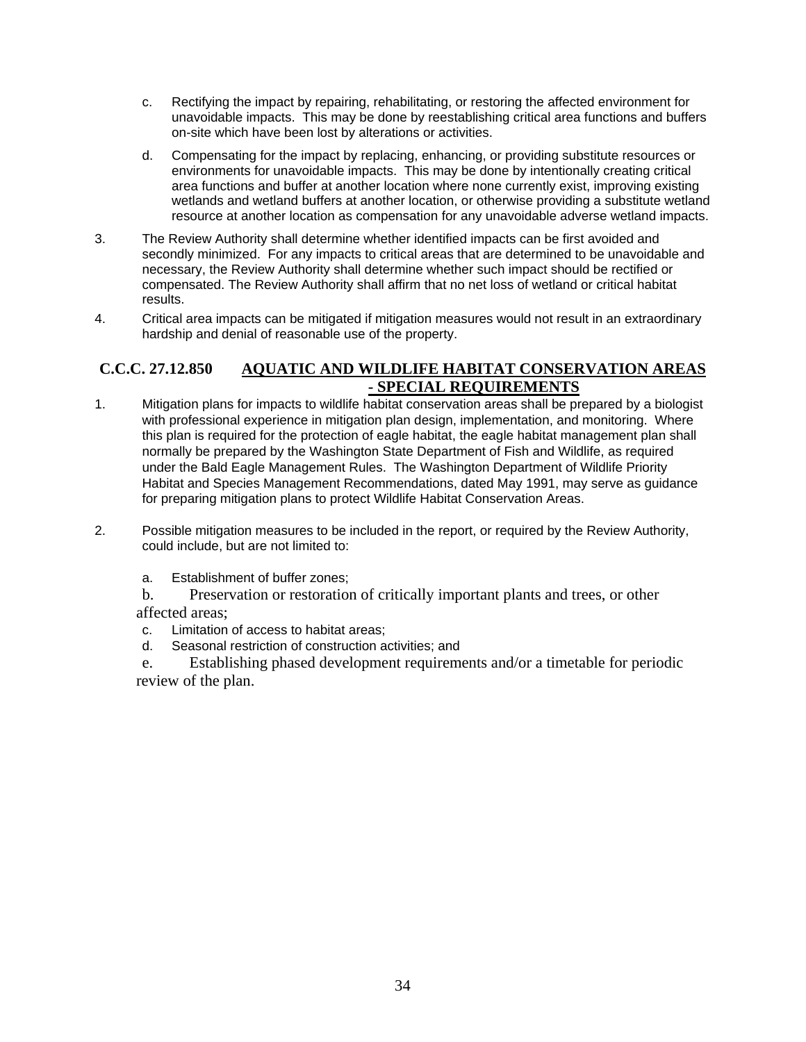c. Rectifying the impact by repairing, rehabilitating, or restoring the affected environment for unavoidable impacts. This may be done by reestablishing critical area functions and buffers on-site which have been lost by alterations or activities.

d. Compensating for the impact by replacing, enhancing, or providing substitute resources or environments for unavoidable impacts. This may be done by intentionally creating critical area functions and buffer at another location where none currently exist, improving existing wetlands and wetland buffers at another location, or otherwise providing a substitute wetland resource at another location as compensation for any unavoidable adverse wetland impacts.

3. The Review Authority shall determine whether identified impacts can be first avoided and secondly minimized. For any impacts to critical areas that are determined to be unavoidable and necessary, the Review Authority shall determine whether such impact should be rectified or compensated. The Review Authority shall affirm that no net loss of wetland or critical habitat results.

4. Critical area impacts can be mitigated if mitigation measures would not result in an extraordinary hardship and denial of reasonable use of the property.

## C.C.C. 27.12.850 AQUATIC AND WILDLIFE HABITAT CONSERVATION AREAS - SPECIAL REQUIREMENTS

1. Mitigation plans for impacts to wildlife habitat conservation areas shall be prepared by a biologist with professional experience in mitigation plan design, implementation, and monitoring. Where this plan is required for the protection of eagle habitat, the eagle habitat management plan shall normally be prepared by the Washington State Department of Fish and Wildlife, as required under the Bald Eagle Management Rules. The Washington Department of Wildlife Priority Habitat and Species Management Recommendations, dated May 1991, may serve as guidance for preparing mitigation plans to protect Wildlife Habitat Conservation Areas.

2. Possible mitigation measures to be included in the report, or required by the Review Authority, could include, but are not limited to:

   a. Establishment of buffer zones;

   b. Preservation or restoration of critically important plants and trees, or other affected areas;

   c. Limitation of access to habitat areas;

   d. Seasonal restriction of construction activities; and

   e. Establishing phased development requirements and/or a timetable for periodic review of the plan.